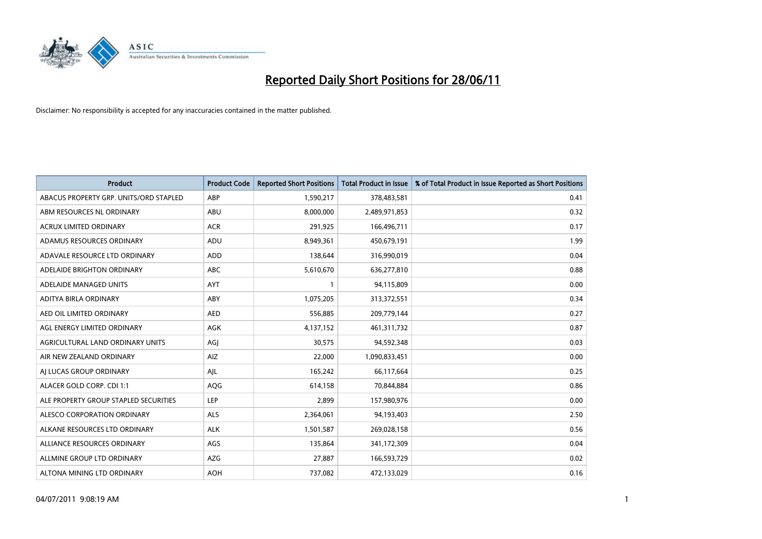# Reported Daily Short Positions for 28/06/11

Disclaimer: No responsibility is accepted for any inaccuracies contained in the matter published.

| Product | Product Code | Reported Short Positions | Total Product in Issue | % of Total Product in Issue Reported as Short Positions |
|---|---|---|---|---|
| ABACUS PROPERTY GRP. UNITS/ORD STAPLED | ABP | 1,590,217 | 378,483,581 | 0.41 |
| ABM RESOURCES NL ORDINARY | ABU | 8,000,000 | 2,489,971,853 | 0.32 |
| ACRUX LIMITED ORDINARY | ACR | 291,925 | 166,496,711 | 0.17 |
| ADAMUS RESOURCES ORDINARY | ADU | 8,949,361 | 450,679,191 | 1.99 |
| ADAVALE RESOURCE LTD ORDINARY | ADD | 138,644 | 316,990,019 | 0.04 |
| ADELAIDE BRIGHTON ORDINARY | ABC | 5,610,670 | 636,277,810 | 0.88 |
| ADELAIDE MANAGED UNITS | AYT | 1 | 94,115,809 | 0.00 |
| ADITYA BIRLA ORDINARY | ABY | 1,075,205 | 313,372,551 | 0.34 |
| AED OIL LIMITED ORDINARY | AED | 556,885 | 209,779,144 | 0.27 |
| AGL ENERGY LIMITED ORDINARY | AGK | 4,137,152 | 461,311,732 | 0.87 |
| AGRICULTURAL LAND ORDINARY UNITS | AGJ | 30,575 | 94,592,348 | 0.03 |
| AIR NEW ZEALAND ORDINARY | AIZ | 22,000 | 1,090,833,451 | 0.00 |
| AJ LUCAS GROUP ORDINARY | AJL | 165,242 | 66,117,664 | 0.25 |
| ALACER GOLD CORP. CDI 1:1 | AQG | 614,158 | 70,844,884 | 0.86 |
| ALE PROPERTY GROUP STAPLED SECURITIES | LEP | 2,899 | 157,980,976 | 0.00 |
| ALESCO CORPORATION ORDINARY | ALS | 2,364,061 | 94,193,403 | 2.50 |
| ALKANE RESOURCES LTD ORDINARY | ALK | 1,501,587 | 269,028,158 | 0.56 |
| ALLIANCE RESOURCES ORDINARY | AGS | 135,864 | 341,172,309 | 0.04 |
| ALLMINE GROUP LTD ORDINARY | AZG | 27,887 | 166,593,729 | 0.02 |
| ALTONA MINING LTD ORDINARY | AOH | 737,082 | 472,133,029 | 0.16 |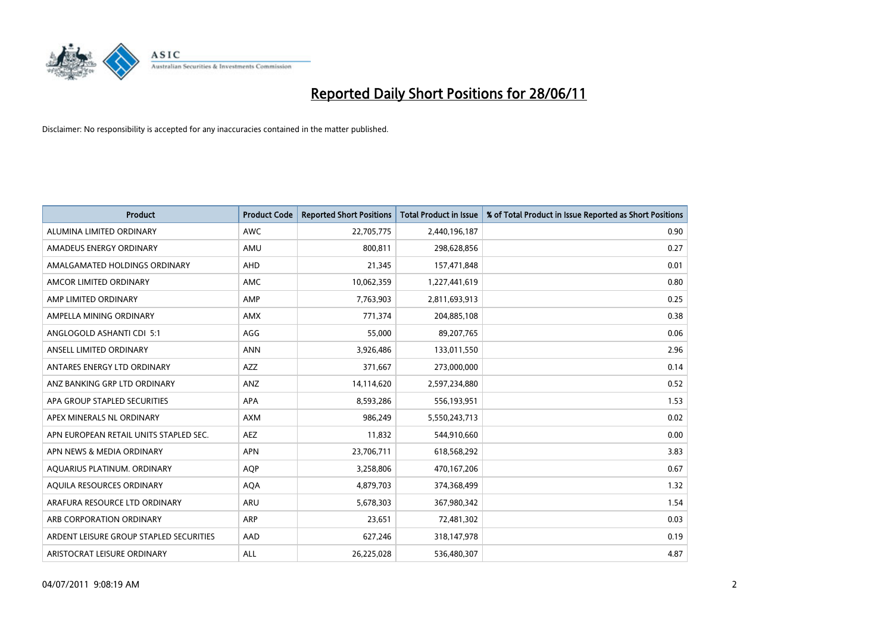# Reported Daily Short Positions for 28/06/11

Disclaimer: No responsibility is accepted for any inaccuracies contained in the matter published.

| Product | Product Code | Reported Short Positions | Total Product in Issue | % of Total Product in Issue Reported as Short Positions |
|---|---|---|---|---|
| ALUMINA LIMITED ORDINARY | AWC | 22,705,775 | 2,440,196,187 | 0.90 |
| AMADEUS ENERGY ORDINARY | AMU | 800,811 | 298,628,856 | 0.27 |
| AMALGAMATED HOLDINGS ORDINARY | AHD | 21,345 | 157,471,848 | 0.01 |
| AMCOR LIMITED ORDINARY | AMC | 10,062,359 | 1,227,441,619 | 0.80 |
| AMP LIMITED ORDINARY | AMP | 7,763,903 | 2,811,693,913 | 0.25 |
| AMPELLA MINING ORDINARY | AMX | 771,374 | 204,885,108 | 0.38 |
| ANGLOGOLD ASHANTI CDI 5:1 | AGG | 55,000 | 89,207,765 | 0.06 |
| ANSELL LIMITED ORDINARY | ANN | 3,926,486 | 133,011,550 | 2.96 |
| ANTARES ENERGY LTD ORDINARY | AZZ | 371,667 | 273,000,000 | 0.14 |
| ANZ BANKING GRP LTD ORDINARY | ANZ | 14,114,620 | 2,597,234,880 | 0.52 |
| APA GROUP STAPLED SECURITIES | APA | 8,593,286 | 556,193,951 | 1.53 |
| APEX MINERALS NL ORDINARY | AXM | 986,249 | 5,550,243,713 | 0.02 |
| APN EUROPEAN RETAIL UNITS STAPLED SEC. | AEZ | 11,832 | 544,910,660 | 0.00 |
| APN NEWS & MEDIA ORDINARY | APN | 23,706,711 | 618,568,292 | 3.83 |
| AQUARIUS PLATINUM. ORDINARY | AQP | 3,258,806 | 470,167,206 | 0.67 |
| AQUILA RESOURCES ORDINARY | AQA | 4,879,703 | 374,368,499 | 1.32 |
| ARAFURA RESOURCE LTD ORDINARY | ARU | 5,678,303 | 367,980,342 | 1.54 |
| ARB CORPORATION ORDINARY | ARP | 23,651 | 72,481,302 | 0.03 |
| ARDENT LEISURE GROUP STAPLED SECURITIES | AAD | 627,246 | 318,147,978 | 0.19 |
| ARISTOCRAT LEISURE ORDINARY | ALL | 26,225,028 | 536,480,307 | 4.87 |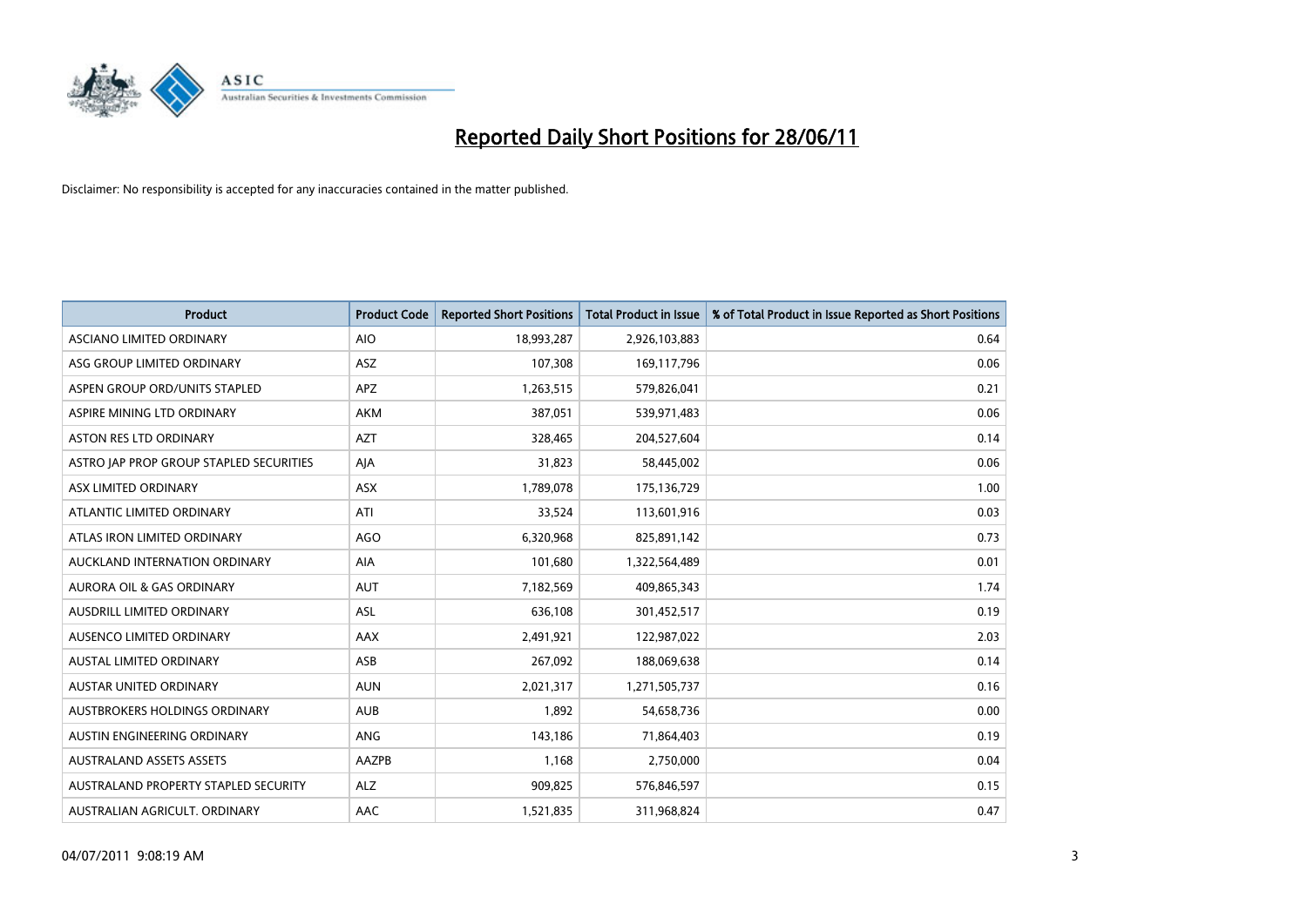# Reported Daily Short Positions for 28/06/11

Disclaimer: No responsibility is accepted for any inaccuracies contained in the matter published.

| Product | Product Code | Reported Short Positions | Total Product in Issue | % of Total Product in Issue Reported as Short Positions |
|---|---|---|---|---|
| ASCIANO LIMITED ORDINARY | AIO | 18,993,287 | 2,926,103,883 | 0.64 |
| ASG GROUP LIMITED ORDINARY | ASZ | 107,308 | 169,117,796 | 0.06 |
| ASPEN GROUP ORD/UNITS STAPLED | APZ | 1,263,515 | 579,826,041 | 0.21 |
| ASPIRE MINING LTD ORDINARY | AKM | 387,051 | 539,971,483 | 0.06 |
| ASTON RES LTD ORDINARY | AZT | 328,465 | 204,527,604 | 0.14 |
| ASTRO JAP PROP GROUP STAPLED SECURITIES | AJA | 31,823 | 58,445,002 | 0.06 |
| ASX LIMITED ORDINARY | ASX | 1,789,078 | 175,136,729 | 1.00 |
| ATLANTIC LIMITED ORDINARY | ATI | 33,524 | 113,601,916 | 0.03 |
| ATLAS IRON LIMITED ORDINARY | AGO | 6,320,968 | 825,891,142 | 0.73 |
| AUCKLAND INTERNATION ORDINARY | AIA | 101,680 | 1,322,564,489 | 0.01 |
| AURORA OIL & GAS ORDINARY | AUT | 7,182,569 | 409,865,343 | 1.74 |
| AUSDRILL LIMITED ORDINARY | ASL | 636,108 | 301,452,517 | 0.19 |
| AUSENCO LIMITED ORDINARY | AAX | 2,491,921 | 122,987,022 | 2.03 |
| AUSTAL LIMITED ORDINARY | ASB | 267,092 | 188,069,638 | 0.14 |
| AUSTAR UNITED ORDINARY | AUN | 2,021,317 | 1,271,505,737 | 0.16 |
| AUSTBROKERS HOLDINGS ORDINARY | AUB | 1,892 | 54,658,736 | 0.00 |
| AUSTIN ENGINEERING ORDINARY | ANG | 143,186 | 71,864,403 | 0.19 |
| AUSTRALAND ASSETS ASSETS | AAZPB | 1,168 | 2,750,000 | 0.04 |
| AUSTRALAND PROPERTY STAPLED SECURITY | ALZ | 909,825 | 576,846,597 | 0.15 |
| AUSTRALIAN AGRICULT. ORDINARY | AAC | 1,521,835 | 311,968,824 | 0.47 |

04/07/2011 9:08:19 AM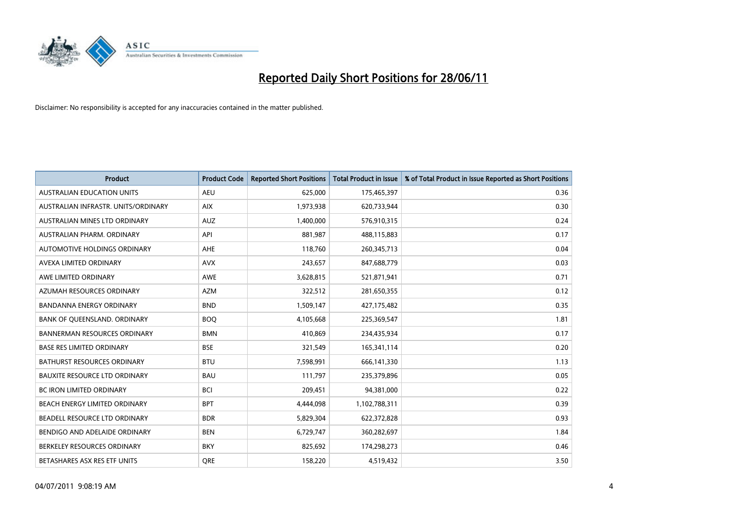# Reported Daily Short Positions for 28/06/11

Disclaimer: No responsibility is accepted for any inaccuracies contained in the matter published.

| Product | Product Code | Reported Short Positions | Total Product in Issue | % of Total Product in Issue Reported as Short Positions |
|---|---|---|---|---|
| AUSTRALIAN EDUCATION UNITS | AEU | 625,000 | 175,465,397 | 0.36 |
| AUSTRALIAN INFRASTR. UNITS/ORDINARY | AIX | 1,973,938 | 620,733,944 | 0.30 |
| AUSTRALIAN MINES LTD ORDINARY | AUZ | 1,400,000 | 576,910,315 | 0.24 |
| AUSTRALIAN PHARM. ORDINARY | API | 881,987 | 488,115,883 | 0.17 |
| AUTOMOTIVE HOLDINGS ORDINARY | AHE | 118,760 | 260,345,713 | 0.04 |
| AVEXA LIMITED ORDINARY | AVX | 243,657 | 847,688,779 | 0.03 |
| AWE LIMITED ORDINARY | AWE | 3,628,815 | 521,871,941 | 0.71 |
| AZUMAH RESOURCES ORDINARY | AZM | 322,512 | 281,650,355 | 0.12 |
| BANDANNA ENERGY ORDINARY | BND | 1,509,147 | 427,175,482 | 0.35 |
| BANK OF QUEENSLAND. ORDINARY | BOQ | 4,105,668 | 225,369,547 | 1.81 |
| BANNERMAN RESOURCES ORDINARY | BMN | 410,869 | 234,435,934 | 0.17 |
| BASE RES LIMITED ORDINARY | BSE | 321,549 | 165,341,114 | 0.20 |
| BATHURST RESOURCES ORDINARY | BTU | 7,598,991 | 666,141,330 | 1.13 |
| BAUXITE RESOURCE LTD ORDINARY | BAU | 111,797 | 235,379,896 | 0.05 |
| BC IRON LIMITED ORDINARY | BCI | 209,451 | 94,381,000 | 0.22 |
| BEACH ENERGY LIMITED ORDINARY | BPT | 4,444,098 | 1,102,788,311 | 0.39 |
| BEADELL RESOURCE LTD ORDINARY | BDR | 5,829,304 | 622,372,828 | 0.93 |
| BENDIGO AND ADELAIDE ORDINARY | BEN | 6,729,747 | 360,282,697 | 1.84 |
| BERKELEY RESOURCES ORDINARY | BKY | 825,692 | 174,298,273 | 0.46 |
| BETASHARES ASX RES ETF UNITS | QRE | 158,220 | 4,519,432 | 3.50 |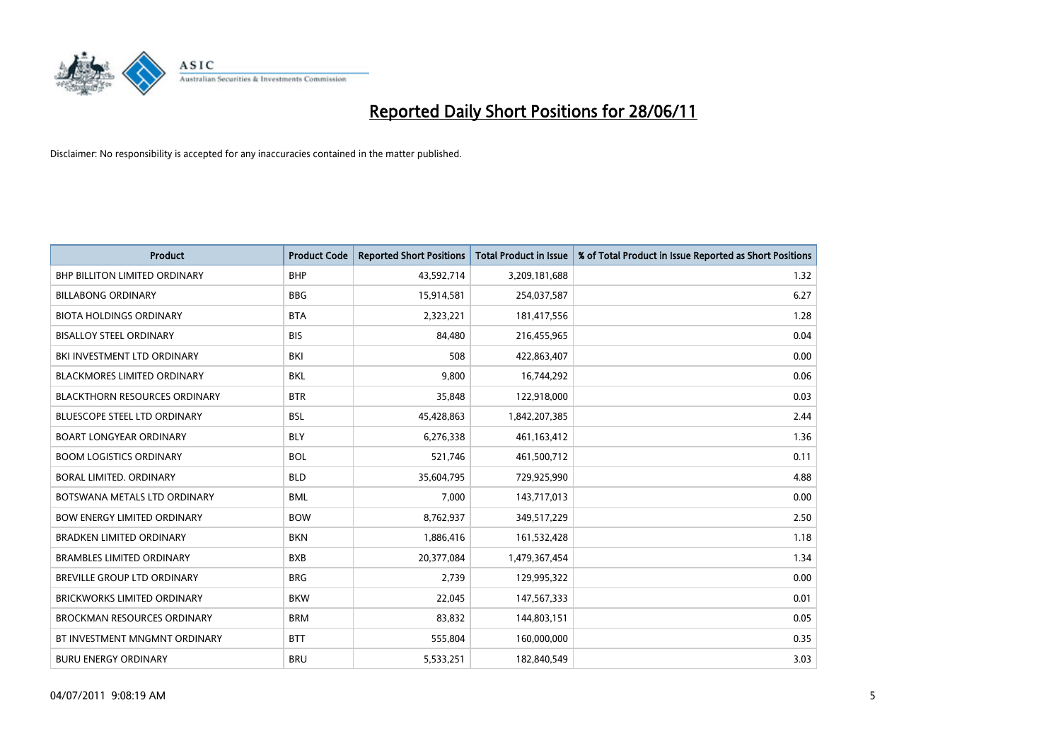# Reported Daily Short Positions for 28/06/11

Disclaimer: No responsibility is accepted for any inaccuracies contained in the matter published.

| Product | Product Code | Reported Short Positions | Total Product in Issue | % of Total Product in Issue Reported as Short Positions |
|---|---|---|---|---|
| BHP BILLITON LIMITED ORDINARY | BHP | 43,592,714 | 3,209,181,688 | 1.32 |
| BILLABONG ORDINARY | BBG | 15,914,581 | 254,037,587 | 6.27 |
| BIOTA HOLDINGS ORDINARY | BTA | 2,323,221 | 181,417,556 | 1.28 |
| BISALLOY STEEL ORDINARY | BIS | 84,480 | 216,455,965 | 0.04 |
| BKI INVESTMENT LTD ORDINARY | BKI | 508 | 422,863,407 | 0.00 |
| BLACKMORES LIMITED ORDINARY | BKL | 9,800 | 16,744,292 | 0.06 |
| BLACKTHORN RESOURCES ORDINARY | BTR | 35,848 | 122,918,000 | 0.03 |
| BLUESCOPE STEEL LTD ORDINARY | BSL | 45,428,863 | 1,842,207,385 | 2.44 |
| BOART LONGYEAR ORDINARY | BLY | 6,276,338 | 461,163,412 | 1.36 |
| BOOM LOGISTICS ORDINARY | BOL | 521,746 | 461,500,712 | 0.11 |
| BORAL LIMITED. ORDINARY | BLD | 35,604,795 | 729,925,990 | 4.88 |
| BOTSWANA METALS LTD ORDINARY | BML | 7,000 | 143,717,013 | 0.00 |
| BOW ENERGY LIMITED ORDINARY | BOW | 8,762,937 | 349,517,229 | 2.50 |
| BRADKEN LIMITED ORDINARY | BKN | 1,886,416 | 161,532,428 | 1.18 |
| BRAMBLES LIMITED ORDINARY | BXB | 20,377,084 | 1,479,367,454 | 1.34 |
| BREVILLE GROUP LTD ORDINARY | BRG | 2,739 | 129,995,322 | 0.00 |
| BRICKWORKS LIMITED ORDINARY | BKW | 22,045 | 147,567,333 | 0.01 |
| BROCKMAN RESOURCES ORDINARY | BRM | 83,832 | 144,803,151 | 0.05 |
| BT INVESTMENT MNGMNT ORDINARY | BTT | 555,804 | 160,000,000 | 0.35 |
| BURU ENERGY ORDINARY | BRU | 5,533,251 | 182,840,549 | 3.03 |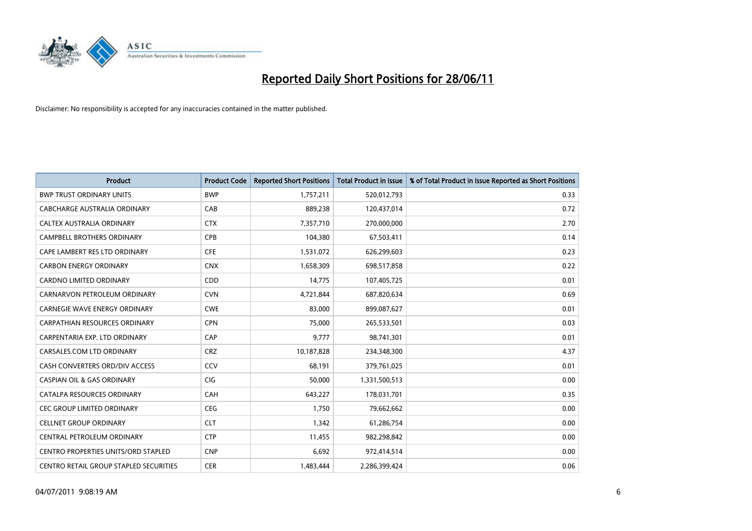# Reported Daily Short Positions for 28/06/11

Disclaimer: No responsibility is accepted for any inaccuracies contained in the matter published.

| Product | Product Code | Reported Short Positions | Total Product in Issue | % of Total Product in Issue Reported as Short Positions |
|---|---|---|---|---|
| BWP TRUST ORDINARY UNITS | BWP | 1,757,211 | 520,012,793 | 0.33 |
| CABCHARGE AUSTRALIA ORDINARY | CAB | 889,238 | 120,437,014 | 0.72 |
| CALTEX AUSTRALIA ORDINARY | CTX | 7,357,710 | 270,000,000 | 2.70 |
| CAMPBELL BROTHERS ORDINARY | CPB | 104,380 | 67,503,411 | 0.14 |
| CAPE LAMBERT RES LTD ORDINARY | CFE | 1,531,072 | 626,299,603 | 0.23 |
| CARBON ENERGY ORDINARY | CNX | 1,658,309 | 698,517,858 | 0.22 |
| CARDNO LIMITED ORDINARY | CDD | 14,775 | 107,405,725 | 0.01 |
| CARNARVON PETROLEUM ORDINARY | CVN | 4,721,844 | 687,820,634 | 0.69 |
| CARNEGIE WAVE ENERGY ORDINARY | CWE | 83,000 | 899,087,627 | 0.01 |
| CARPATHIAN RESOURCES ORDINARY | CPN | 75,000 | 265,533,501 | 0.03 |
| CARPENTARIA EXP. LTD ORDINARY | CAP | 9,777 | 98,741,301 | 0.01 |
| CARSALES.COM LTD ORDINARY | CRZ | 10,187,828 | 234,348,300 | 4.37 |
| CASH CONVERTERS ORD/DIV ACCESS | CCV | 68,191 | 379,761,025 | 0.01 |
| CASPIAN OIL & GAS ORDINARY | CIG | 50,000 | 1,331,500,513 | 0.00 |
| CATALPA RESOURCES ORDINARY | CAH | 643,227 | 178,031,701 | 0.35 |
| CEC GROUP LIMITED ORDINARY | CEG | 1,750 | 79,662,662 | 0.00 |
| CELLNET GROUP ORDINARY | CLT | 1,342 | 61,286,754 | 0.00 |
| CENTRAL PETROLEUM ORDINARY | CTP | 11,455 | 982,298,842 | 0.00 |
| CENTRO PROPERTIES UNITS/ORD STAPLED | CNP | 6,692 | 972,414,514 | 0.00 |
| CENTRO RETAIL GROUP STAPLED SECURITIES | CER | 1,483,444 | 2,286,399,424 | 0.06 |

04/07/2011 9:08:19 AM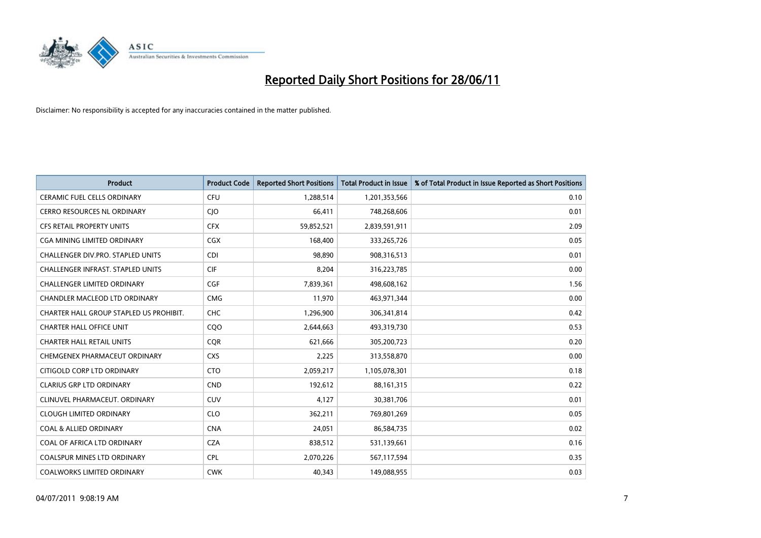# Reported Daily Short Positions for 28/06/11

Disclaimer: No responsibility is accepted for any inaccuracies contained in the matter published.

| Product | Product Code | Reported Short Positions | Total Product in Issue | % of Total Product in Issue Reported as Short Positions |
|---|---|---|---|---|
| CERAMIC FUEL CELLS ORDINARY | CFU | 1,288,514 | 1,201,353,566 | 0.10 |
| CERRO RESOURCES NL ORDINARY | CJO | 66,411 | 748,268,606 | 0.01 |
| CFS RETAIL PROPERTY UNITS | CFX | 59,852,521 | 2,839,591,911 | 2.09 |
| CGA MINING LIMITED ORDINARY | CGX | 168,400 | 333,265,726 | 0.05 |
| CHALLENGER DIV.PRO. STAPLED UNITS | CDI | 98,890 | 908,316,513 | 0.01 |
| CHALLENGER INFRAST. STAPLED UNITS | CIF | 8,204 | 316,223,785 | 0.00 |
| CHALLENGER LIMITED ORDINARY | CGF | 7,839,361 | 498,608,162 | 1.56 |
| CHANDLER MACLEOD LTD ORDINARY | CMG | 11,970 | 463,971,344 | 0.00 |
| CHARTER HALL GROUP STAPLED US PROHIBIT. | CHC | 1,296,900 | 306,341,814 | 0.42 |
| CHARTER HALL OFFICE UNIT | CQO | 2,644,663 | 493,319,730 | 0.53 |
| CHARTER HALL RETAIL UNITS | CQR | 621,666 | 305,200,723 | 0.20 |
| CHEMGENEX PHARMACEUT ORDINARY | CXS | 2,225 | 313,558,870 | 0.00 |
| CITIGOLD CORP LTD ORDINARY | CTO | 2,059,217 | 1,105,078,301 | 0.18 |
| CLARIUS GRP LTD ORDINARY | CND | 192,612 | 88,161,315 | 0.22 |
| CLINUVEL PHARMACEUT. ORDINARY | CUV | 4,127 | 30,381,706 | 0.01 |
| CLOUGH LIMITED ORDINARY | CLO | 362,211 | 769,801,269 | 0.05 |
| COAL & ALLIED ORDINARY | CNA | 24,051 | 86,584,735 | 0.02 |
| COAL OF AFRICA LTD ORDINARY | CZA | 838,512 | 531,139,661 | 0.16 |
| COALSPUR MINES LTD ORDINARY | CPL | 2,070,226 | 567,117,594 | 0.35 |
| COALWORKS LIMITED ORDINARY | CWK | 40,343 | 149,088,955 | 0.03 |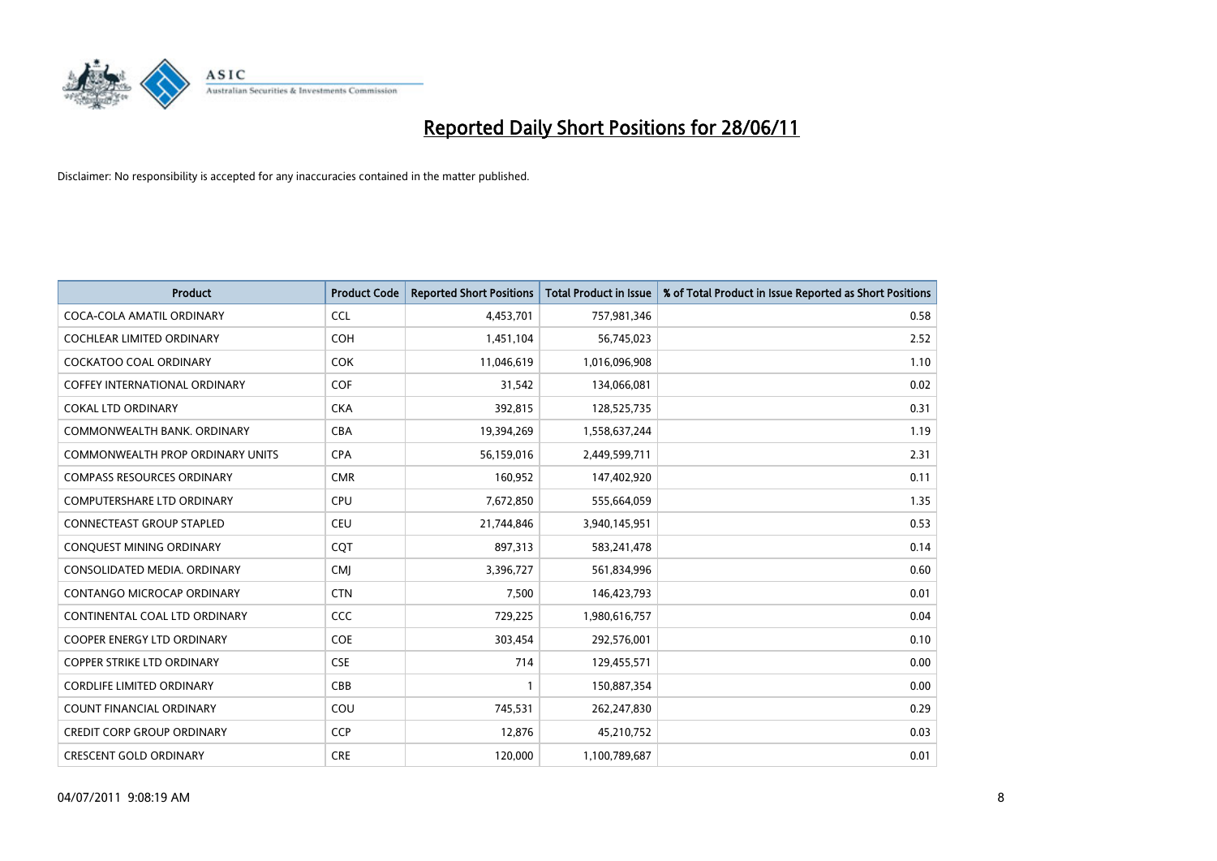# Reported Daily Short Positions for 28/06/11

Disclaimer: No responsibility is accepted for any inaccuracies contained in the matter published.

| Product | Product Code | Reported Short Positions | Total Product in Issue | % of Total Product in Issue Reported as Short Positions |
|---|---|---|---|---|
| COCA-COLA AMATIL ORDINARY | CCL | 4,453,701 | 757,981,346 | 0.58 |
| COCHLEAR LIMITED ORDINARY | COH | 1,451,104 | 56,745,023 | 2.52 |
| COCKATOO COAL ORDINARY | COK | 11,046,619 | 1,016,096,908 | 1.10 |
| COFFEY INTERNATIONAL ORDINARY | COF | 31,542 | 134,066,081 | 0.02 |
| COKAL LTD ORDINARY | CKA | 392,815 | 128,525,735 | 0.31 |
| COMMONWEALTH BANK. ORDINARY | CBA | 19,394,269 | 1,558,637,244 | 1.19 |
| COMMONWEALTH PROP ORDINARY UNITS | CPA | 56,159,016 | 2,449,599,711 | 2.31 |
| COMPASS RESOURCES ORDINARY | CMR | 160,952 | 147,402,920 | 0.11 |
| COMPUTERSHARE LTD ORDINARY | CPU | 7,672,850 | 555,664,059 | 1.35 |
| CONNECTEAST GROUP STAPLED | CEU | 21,744,846 | 3,940,145,951 | 0.53 |
| CONQUEST MINING ORDINARY | CQT | 897,313 | 583,241,478 | 0.14 |
| CONSOLIDATED MEDIA. ORDINARY | CMJ | 3,396,727 | 561,834,996 | 0.60 |
| CONTANGO MICROCAP ORDINARY | CTN | 7,500 | 146,423,793 | 0.01 |
| CONTINENTAL COAL LTD ORDINARY | CCC | 729,225 | 1,980,616,757 | 0.04 |
| COOPER ENERGY LTD ORDINARY | COE | 303,454 | 292,576,001 | 0.10 |
| COPPER STRIKE LTD ORDINARY | CSE | 714 | 129,455,571 | 0.00 |
| CORDLIFE LIMITED ORDINARY | CBB | 1 | 150,887,354 | 0.00 |
| COUNT FINANCIAL ORDINARY | COU | 745,531 | 262,247,830 | 0.29 |
| CREDIT CORP GROUP ORDINARY | CCP | 12,876 | 45,210,752 | 0.03 |
| CRESCENT GOLD ORDINARY | CRE | 120,000 | 1,100,789,687 | 0.01 |

04/07/2011 9:08:19 AM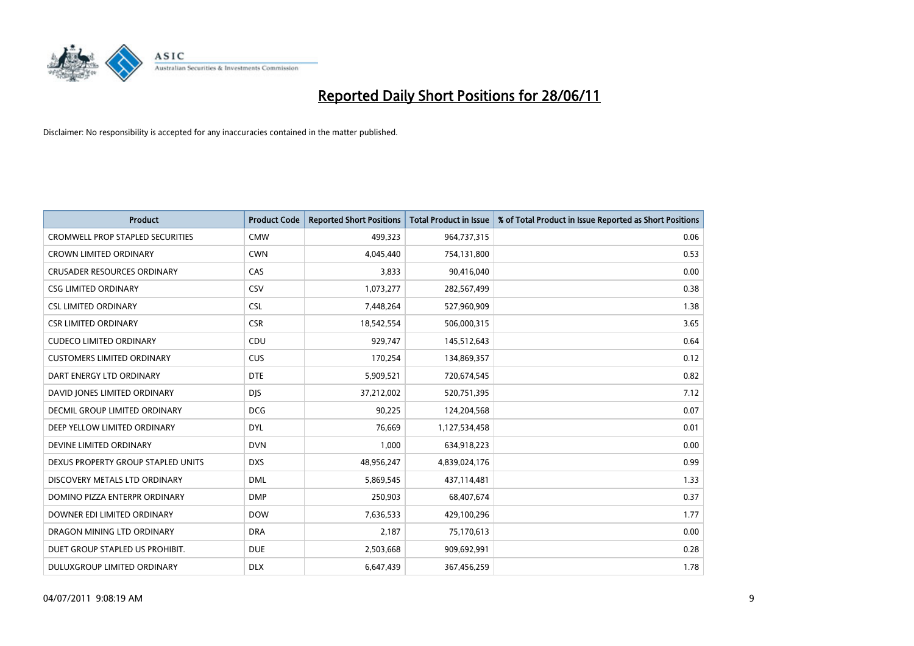# Reported Daily Short Positions for 28/06/11

Disclaimer: No responsibility is accepted for any inaccuracies contained in the matter published.

| Product | Product Code | Reported Short Positions | Total Product in Issue | % of Total Product in Issue Reported as Short Positions |
|---|---|---|---|---|
| CROMWELL PROP STAPLED SECURITIES | CMW | 499,323 | 964,737,315 | 0.06 |
| CROWN LIMITED ORDINARY | CWN | 4,045,440 | 754,131,800 | 0.53 |
| CRUSADER RESOURCES ORDINARY | CAS | 3,833 | 90,416,040 | 0.00 |
| CSG LIMITED ORDINARY | CSV | 1,073,277 | 282,567,499 | 0.38 |
| CSL LIMITED ORDINARY | CSL | 7,448,264 | 527,960,909 | 1.38 |
| CSR LIMITED ORDINARY | CSR | 18,542,554 | 506,000,315 | 3.65 |
| CUDECO LIMITED ORDINARY | CDU | 929,747 | 145,512,643 | 0.64 |
| CUSTOMERS LIMITED ORDINARY | CUS | 170,254 | 134,869,357 | 0.12 |
| DART ENERGY LTD ORDINARY | DTE | 5,909,521 | 720,674,545 | 0.82 |
| DAVID JONES LIMITED ORDINARY | DJS | 37,212,002 | 520,751,395 | 7.12 |
| DECMIL GROUP LIMITED ORDINARY | DCG | 90,225 | 124,204,568 | 0.07 |
| DEEP YELLOW LIMITED ORDINARY | DYL | 76,669 | 1,127,534,458 | 0.01 |
| DEVINE LIMITED ORDINARY | DVN | 1,000 | 634,918,223 | 0.00 |
| DEXUS PROPERTY GROUP STAPLED UNITS | DXS | 48,956,247 | 4,839,024,176 | 0.99 |
| DISCOVERY METALS LTD ORDINARY | DML | 5,869,545 | 437,114,481 | 1.33 |
| DOMINO PIZZA ENTERPR ORDINARY | DMP | 250,903 | 68,407,674 | 0.37 |
| DOWNER EDI LIMITED ORDINARY | DOW | 7,636,533 | 429,100,296 | 1.77 |
| DRAGON MINING LTD ORDINARY | DRA | 2,187 | 75,170,613 | 0.00 |
| DUET GROUP STAPLED US PROHIBIT. | DUE | 2,503,668 | 909,692,991 | 0.28 |
| DULUXGROUP LIMITED ORDINARY | DLX | 6,647,439 | 367,456,259 | 1.78 |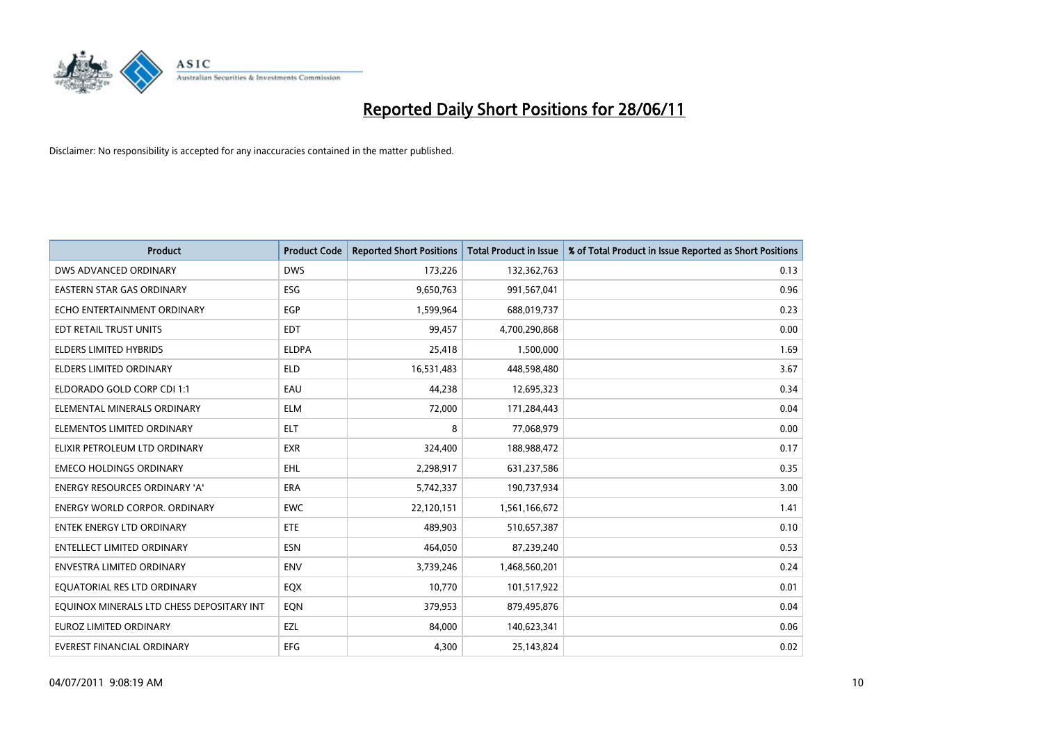# Reported Daily Short Positions for 28/06/11

Disclaimer: No responsibility is accepted for any inaccuracies contained in the matter published.

| Product | Product Code | Reported Short Positions | Total Product in Issue | % of Total Product in Issue Reported as Short Positions |
|---|---|---|---|---|
| DWS ADVANCED ORDINARY | DWS | 173,226 | 132,362,763 | 0.13 |
| EASTERN STAR GAS ORDINARY | ESG | 9,650,763 | 991,567,041 | 0.96 |
| ECHO ENTERTAINMENT ORDINARY | EGP | 1,599,964 | 688,019,737 | 0.23 |
| EDT RETAIL TRUST UNITS | EDT | 99,457 | 4,700,290,868 | 0.00 |
| ELDERS LIMITED HYBRIDS | ELDPA | 25,418 | 1,500,000 | 1.69 |
| ELDERS LIMITED ORDINARY | ELD | 16,531,483 | 448,598,480 | 3.67 |
| ELDORADO GOLD CORP CDI 1:1 | EAU | 44,238 | 12,695,323 | 0.34 |
| ELEMENTAL MINERALS ORDINARY | ELM | 72,000 | 171,284,443 | 0.04 |
| ELEMENTOS LIMITED ORDINARY | ELT | 8 | 77,068,979 | 0.00 |
| ELIXIR PETROLEUM LTD ORDINARY | EXR | 324,400 | 188,988,472 | 0.17 |
| EMECO HOLDINGS ORDINARY | EHL | 2,298,917 | 631,237,586 | 0.35 |
| ENERGY RESOURCES ORDINARY 'A' | ERA | 5,742,337 | 190,737,934 | 3.00 |
| ENERGY WORLD CORPOR. ORDINARY | EWC | 22,120,151 | 1,561,166,672 | 1.41 |
| ENTEK ENERGY LTD ORDINARY | ETE | 489,903 | 510,657,387 | 0.10 |
| ENTELLECT LIMITED ORDINARY | ESN | 464,050 | 87,239,240 | 0.53 |
| ENVESTRA LIMITED ORDINARY | ENV | 3,739,246 | 1,468,560,201 | 0.24 |
| EQUATORIAL RES LTD ORDINARY | EQX | 10,770 | 101,517,922 | 0.01 |
| EQUINOX MINERALS LTD CHESS DEPOSITARY INT | EQN | 379,953 | 879,495,876 | 0.04 |
| EUROZ LIMITED ORDINARY | EZL | 84,000 | 140,623,341 | 0.06 |
| EVEREST FINANCIAL ORDINARY | EFG | 4,300 | 25,143,824 | 0.02 |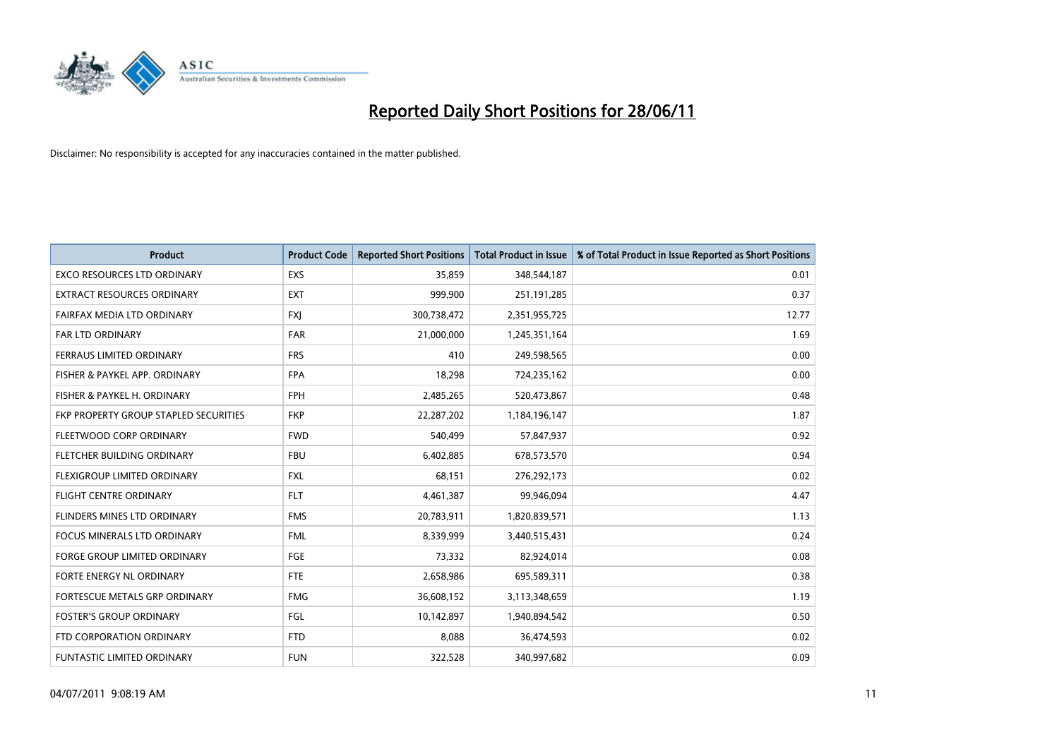# Reported Daily Short Positions for 28/06/11

Disclaimer: No responsibility is accepted for any inaccuracies contained in the matter published.

| Product | Product Code | Reported Short Positions | Total Product in Issue | % of Total Product in Issue Reported as Short Positions |
|---|---|---|---|---|
| EXCO RESOURCES LTD ORDINARY | EXS | 35,859 | 348,544,187 | 0.01 |
| EXTRACT RESOURCES ORDINARY | EXT | 999,900 | 251,191,285 | 0.37 |
| FAIRFAX MEDIA LTD ORDINARY | FXJ | 300,738,472 | 2,351,955,725 | 12.77 |
| FAR LTD ORDINARY | FAR | 21,000,000 | 1,245,351,164 | 1.69 |
| FERRAUS LIMITED ORDINARY | FRS | 410 | 249,598,565 | 0.00 |
| FISHER & PAYKEL APP. ORDINARY | FPA | 18,298 | 724,235,162 | 0.00 |
| FISHER & PAYKEL H. ORDINARY | FPH | 2,485,265 | 520,473,867 | 0.48 |
| FKP PROPERTY GROUP STAPLED SECURITIES | FKP | 22,287,202 | 1,184,196,147 | 1.87 |
| FLEETWOOD CORP ORDINARY | FWD | 540,499 | 57,847,937 | 0.92 |
| FLETCHER BUILDING ORDINARY | FBU | 6,402,885 | 678,573,570 | 0.94 |
| FLEXIGROUP LIMITED ORDINARY | FXL | 68,151 | 276,292,173 | 0.02 |
| FLIGHT CENTRE ORDINARY | FLT | 4,461,387 | 99,946,094 | 4.47 |
| FLINDERS MINES LTD ORDINARY | FMS | 20,783,911 | 1,820,839,571 | 1.13 |
| FOCUS MINERALS LTD ORDINARY | FML | 8,339,999 | 3,440,515,431 | 0.24 |
| FORGE GROUP LIMITED ORDINARY | FGE | 73,332 | 82,924,014 | 0.08 |
| FORTE ENERGY NL ORDINARY | FTE | 2,658,986 | 695,589,311 | 0.38 |
| FORTESCUE METALS GRP ORDINARY | FMG | 36,608,152 | 3,113,348,659 | 1.19 |
| FOSTER'S GROUP ORDINARY | FGL | 10,142,897 | 1,940,894,542 | 0.50 |
| FTD CORPORATION ORDINARY | FTD | 8,088 | 36,474,593 | 0.02 |
| FUNTASTIC LIMITED ORDINARY | FUN | 322,528 | 340,997,682 | 0.09 |

04/07/2011 9:08:19 AM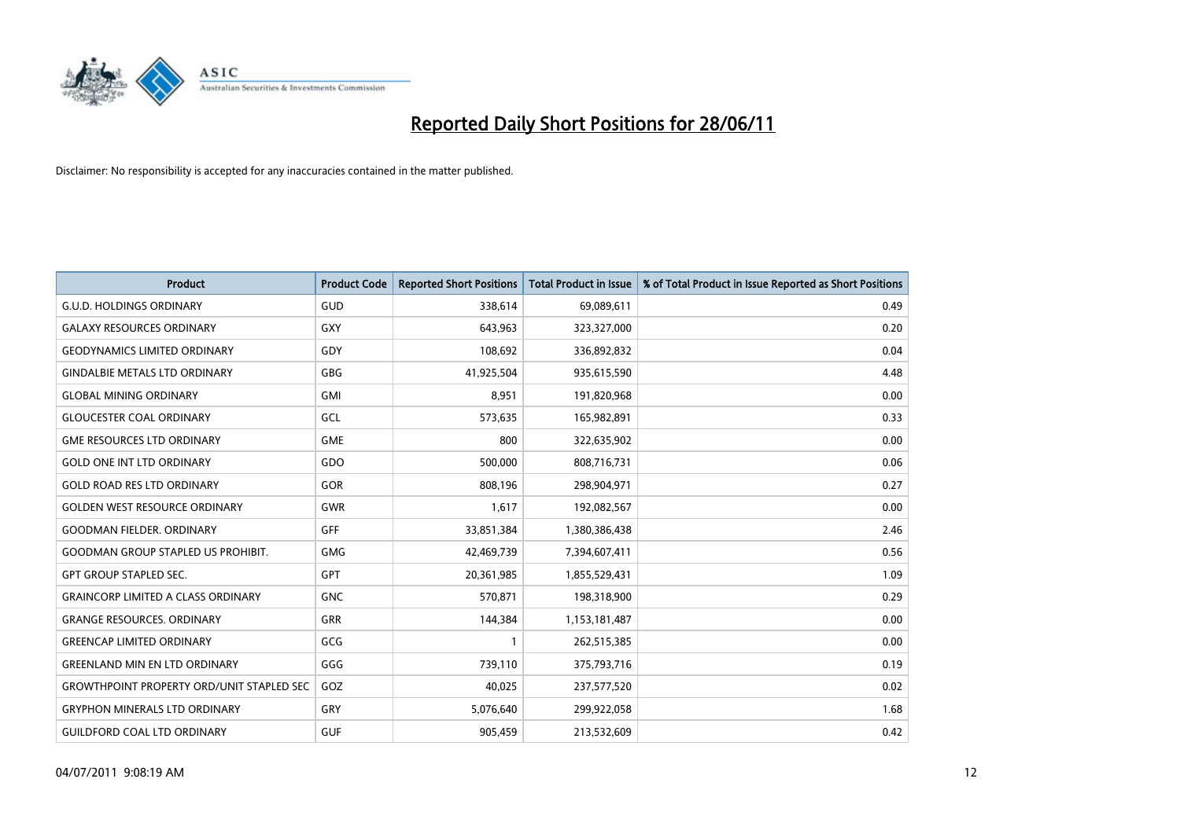# Reported Daily Short Positions for 28/06/11

Disclaimer: No responsibility is accepted for any inaccuracies contained in the matter published.

| Product | Product Code | Reported Short Positions | Total Product in Issue | % of Total Product in Issue Reported as Short Positions |
|---|---|---|---|---|
| G.U.D. HOLDINGS ORDINARY | GUD | 338,614 | 69,089,611 | 0.49 |
| GALAXY RESOURCES ORDINARY | GXY | 643,963 | 323,327,000 | 0.20 |
| GEODYNAMICS LIMITED ORDINARY | GDY | 108,692 | 336,892,832 | 0.04 |
| GINDALBIE METALS LTD ORDINARY | GBG | 41,925,504 | 935,615,590 | 4.48 |
| GLOBAL MINING ORDINARY | GMI | 8,951 | 191,820,968 | 0.00 |
| GLOUCESTER COAL ORDINARY | GCL | 573,635 | 165,982,891 | 0.33 |
| GME RESOURCES LTD ORDINARY | GME | 800 | 322,635,902 | 0.00 |
| GOLD ONE INT LTD ORDINARY | GDO | 500,000 | 808,716,731 | 0.06 |
| GOLD ROAD RES LTD ORDINARY | GOR | 808,196 | 298,904,971 | 0.27 |
| GOLDEN WEST RESOURCE ORDINARY | GWR | 1,617 | 192,082,567 | 0.00 |
| GOODMAN FIELDER. ORDINARY | GFF | 33,851,384 | 1,380,386,438 | 2.46 |
| GOODMAN GROUP STAPLED US PROHIBIT. | GMG | 42,469,739 | 7,394,607,411 | 0.56 |
| GPT GROUP STAPLED SEC. | GPT | 20,361,985 | 1,855,529,431 | 1.09 |
| GRAINCORP LIMITED A CLASS ORDINARY | GNC | 570,871 | 198,318,900 | 0.29 |
| GRANGE RESOURCES. ORDINARY | GRR | 144,384 | 1,153,181,487 | 0.00 |
| GREENCAP LIMITED ORDINARY | GCG | 1 | 262,515,385 | 0.00 |
| GREENLAND MIN EN LTD ORDINARY | GGG | 739,110 | 375,793,716 | 0.19 |
| GROWTHPOINT PROPERTY ORD/UNIT STAPLED SEC | GOZ | 40,025 | 237,577,520 | 0.02 |
| GRYPHON MINERALS LTD ORDINARY | GRY | 5,076,640 | 299,922,058 | 1.68 |
| GUILDFORD COAL LTD ORDINARY | GUF | 905,459 | 213,532,609 | 0.42 |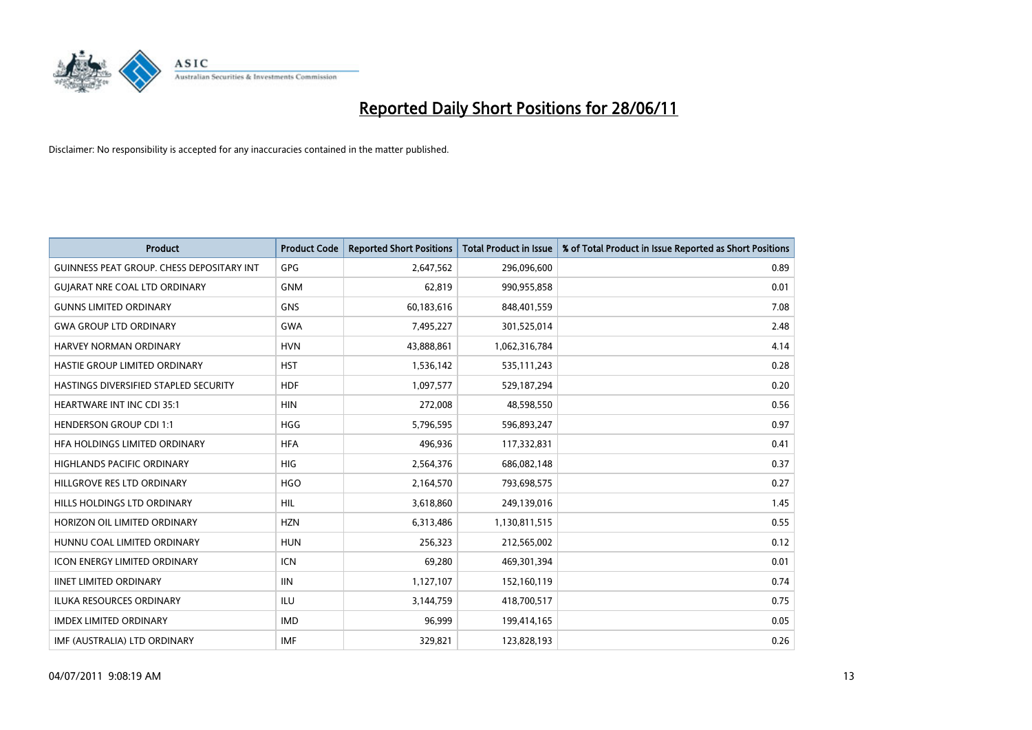# Reported Daily Short Positions for 28/06/11

Disclaimer: No responsibility is accepted for any inaccuracies contained in the matter published.

| Product | Product Code | Reported Short Positions | Total Product in Issue | % of Total Product in Issue Reported as Short Positions |
|---|---|---|---|---|
| GUINNESS PEAT GROUP. CHESS DEPOSITARY INT | GPG | 2,647,562 | 296,096,600 | 0.89 |
| GUJARAT NRE COAL LTD ORDINARY | GNM | 62,819 | 990,955,858 | 0.01 |
| GUNNS LIMITED ORDINARY | GNS | 60,183,616 | 848,401,559 | 7.08 |
| GWA GROUP LTD ORDINARY | GWA | 7,495,227 | 301,525,014 | 2.48 |
| HARVEY NORMAN ORDINARY | HVN | 43,888,861 | 1,062,316,784 | 4.14 |
| HASTIE GROUP LIMITED ORDINARY | HST | 1,536,142 | 535,111,243 | 0.28 |
| HASTINGS DIVERSIFIED STAPLED SECURITY | HDF | 1,097,577 | 529,187,294 | 0.20 |
| HEARTWARE INT INC CDI 35:1 | HIN | 272,008 | 48,598,550 | 0.56 |
| HENDERSON GROUP CDI 1:1 | HGG | 5,796,595 | 596,893,247 | 0.97 |
| HFA HOLDINGS LIMITED ORDINARY | HFA | 496,936 | 117,332,831 | 0.41 |
| HIGHLANDS PACIFIC ORDINARY | HIG | 2,564,376 | 686,082,148 | 0.37 |
| HILLGROVE RES LTD ORDINARY | HGO | 2,164,570 | 793,698,575 | 0.27 |
| HILLS HOLDINGS LTD ORDINARY | HIL | 3,618,860 | 249,139,016 | 1.45 |
| HORIZON OIL LIMITED ORDINARY | HZN | 6,313,486 | 1,130,811,515 | 0.55 |
| HUNNU COAL LIMITED ORDINARY | HUN | 256,323 | 212,565,002 | 0.12 |
| ICON ENERGY LIMITED ORDINARY | ICN | 69,280 | 469,301,394 | 0.01 |
| IINET LIMITED ORDINARY | IIN | 1,127,107 | 152,160,119 | 0.74 |
| ILUKA RESOURCES ORDINARY | ILU | 3,144,759 | 418,700,517 | 0.75 |
| IMDEX LIMITED ORDINARY | IMD | 96,999 | 199,414,165 | 0.05 |
| IMF (AUSTRALIA) LTD ORDINARY | IMF | 329,821 | 123,828,193 | 0.26 |

04/07/2011 9:08:19 AM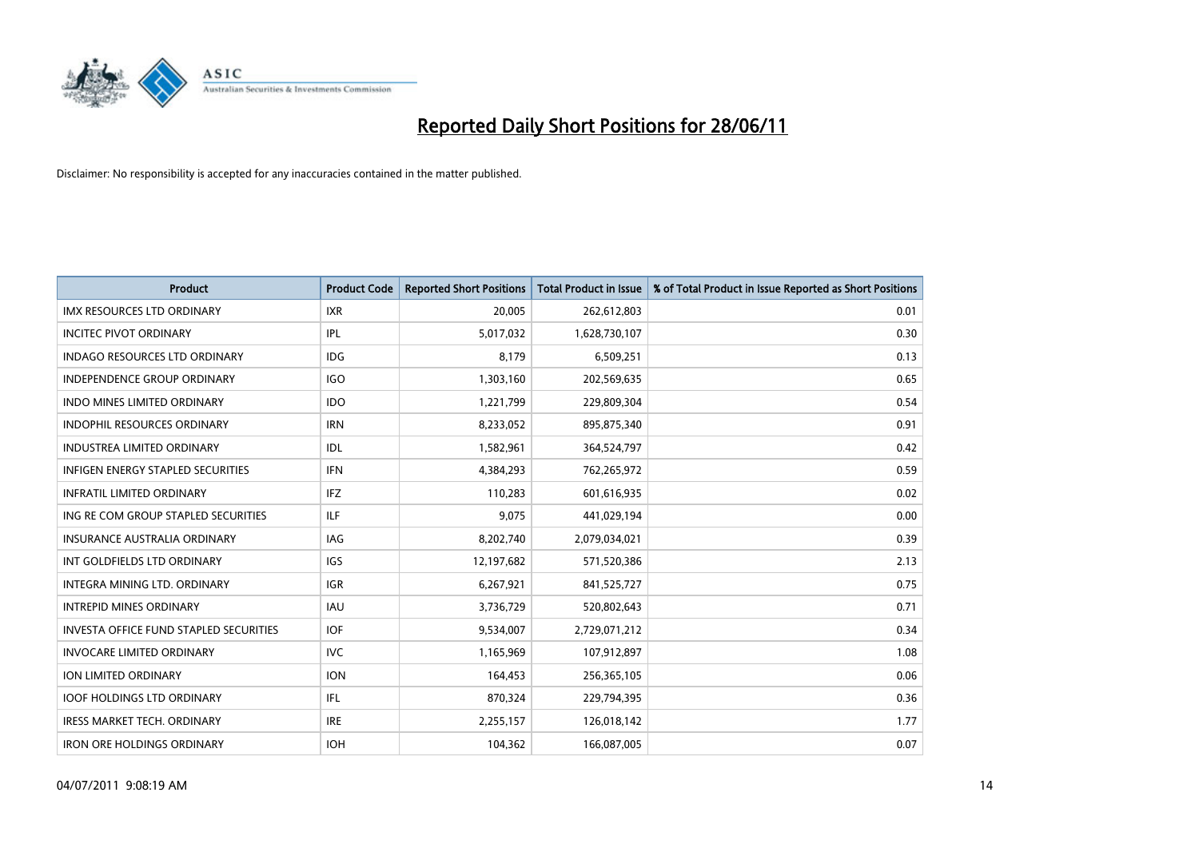# Reported Daily Short Positions for 28/06/11

Disclaimer: No responsibility is accepted for any inaccuracies contained in the matter published.

| Product | Product Code | Reported Short Positions | Total Product in Issue | % of Total Product in Issue Reported as Short Positions |
|---|---|---|---|---|
| IMX RESOURCES LTD ORDINARY | IXR | 20,005 | 262,612,803 | 0.01 |
| INCITEC PIVOT ORDINARY | IPL | 5,017,032 | 1,628,730,107 | 0.30 |
| INDAGO RESOURCES LTD ORDINARY | IDG | 8,179 | 6,509,251 | 0.13 |
| INDEPENDENCE GROUP ORDINARY | IGO | 1,303,160 | 202,569,635 | 0.65 |
| INDO MINES LIMITED ORDINARY | IDO | 1,221,799 | 229,809,304 | 0.54 |
| INDOPHIL RESOURCES ORDINARY | IRN | 8,233,052 | 895,875,340 | 0.91 |
| INDUSTREA LIMITED ORDINARY | IDL | 1,582,961 | 364,524,797 | 0.42 |
| INFIGEN ENERGY STAPLED SECURITIES | IFN | 4,384,293 | 762,265,972 | 0.59 |
| INFRATIL LIMITED ORDINARY | IFZ | 110,283 | 601,616,935 | 0.02 |
| ING RE COM GROUP STAPLED SECURITIES | ILF | 9,075 | 441,029,194 | 0.00 |
| INSURANCE AUSTRALIA ORDINARY | IAG | 8,202,740 | 2,079,034,021 | 0.39 |
| INT GOLDFIELDS LTD ORDINARY | IGS | 12,197,682 | 571,520,386 | 2.13 |
| INTEGRA MINING LTD. ORDINARY | IGR | 6,267,921 | 841,525,727 | 0.75 |
| INTREPID MINES ORDINARY | IAU | 3,736,729 | 520,802,643 | 0.71 |
| INVESTA OFFICE FUND STAPLED SECURITIES | IOF | 9,534,007 | 2,729,071,212 | 0.34 |
| INVOCARE LIMITED ORDINARY | IVC | 1,165,969 | 107,912,897 | 1.08 |
| ION LIMITED ORDINARY | ION | 164,453 | 256,365,105 | 0.06 |
| IOOF HOLDINGS LTD ORDINARY | IFL | 870,324 | 229,794,395 | 0.36 |
| IRESS MARKET TECH. ORDINARY | IRE | 2,255,157 | 126,018,142 | 1.77 |
| IRON ORE HOLDINGS ORDINARY | IOH | 104,362 | 166,087,005 | 0.07 |

04/07/2011 9:08:19 AM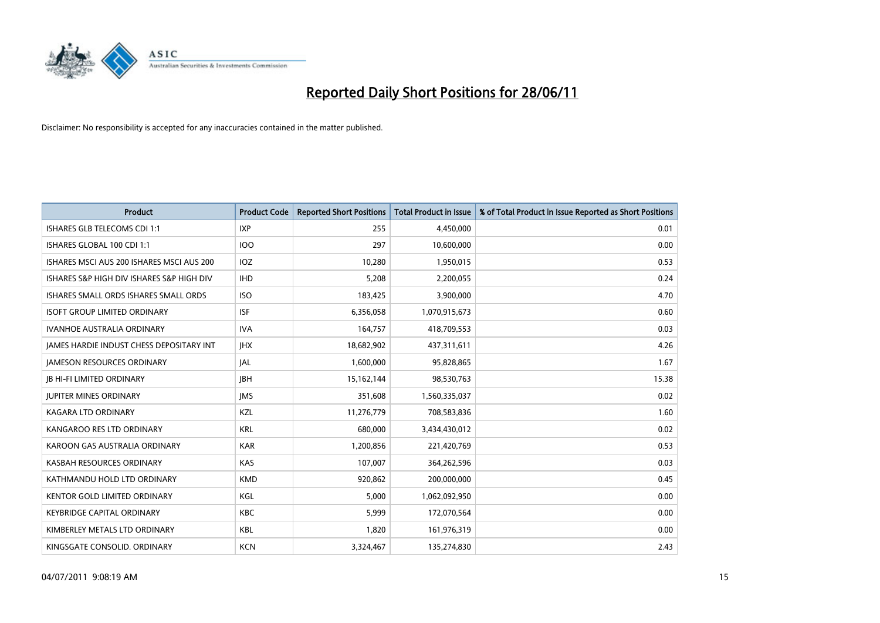# Reported Daily Short Positions for 28/06/11

Disclaimer: No responsibility is accepted for any inaccuracies contained in the matter published.

| Product | Product Code | Reported Short Positions | Total Product in Issue | % of Total Product in Issue Reported as Short Positions |
|---|---|---|---|---|
| ISHARES GLB TELECOMS CDI 1:1 | IXP | 255 | 4,450,000 | 0.01 |
| ISHARES GLOBAL 100 CDI 1:1 | IOO | 297 | 10,600,000 | 0.00 |
| ISHARES MSCI AUS 200 ISHARES MSCI AUS 200 | IOZ | 10,280 | 1,950,015 | 0.53 |
| ISHARES S&P HIGH DIV ISHARES S&P HIGH DIV | IHD | 5,208 | 2,200,055 | 0.24 |
| ISHARES SMALL ORDS ISHARES SMALL ORDS | ISO | 183,425 | 3,900,000 | 4.70 |
| ISOFT GROUP LIMITED ORDINARY | ISF | 6,356,058 | 1,070,915,673 | 0.60 |
| IVANHOE AUSTRALIA ORDINARY | IVA | 164,757 | 418,709,553 | 0.03 |
| JAMES HARDIE INDUST CHESS DEPOSITARY INT | JHX | 18,682,902 | 437,311,611 | 4.26 |
| JAMESON RESOURCES ORDINARY | JAL | 1,600,000 | 95,828,865 | 1.67 |
| JB HI-FI LIMITED ORDINARY | JBH | 15,162,144 | 98,530,763 | 15.38 |
| JUPITER MINES ORDINARY | JMS | 351,608 | 1,560,335,037 | 0.02 |
| KAGARA LTD ORDINARY | KZL | 11,276,779 | 708,583,836 | 1.60 |
| KANGAROO RES LTD ORDINARY | KRL | 680,000 | 3,434,430,012 | 0.02 |
| KAROON GAS AUSTRALIA ORDINARY | KAR | 1,200,856 | 221,420,769 | 0.53 |
| KASBAH RESOURCES ORDINARY | KAS | 107,007 | 364,262,596 | 0.03 |
| KATHMANDU HOLD LTD ORDINARY | KMD | 920,862 | 200,000,000 | 0.45 |
| KENTOR GOLD LIMITED ORDINARY | KGL | 5,000 | 1,062,092,950 | 0.00 |
| KEYBRIDGE CAPITAL ORDINARY | KBC | 5,999 | 172,070,564 | 0.00 |
| KIMBERLEY METALS LTD ORDINARY | KBL | 1,820 | 161,976,319 | 0.00 |
| KINGSGATE CONSOLID. ORDINARY | KCN | 3,324,467 | 135,274,830 | 2.43 |

04/07/2011 9:08:19 AM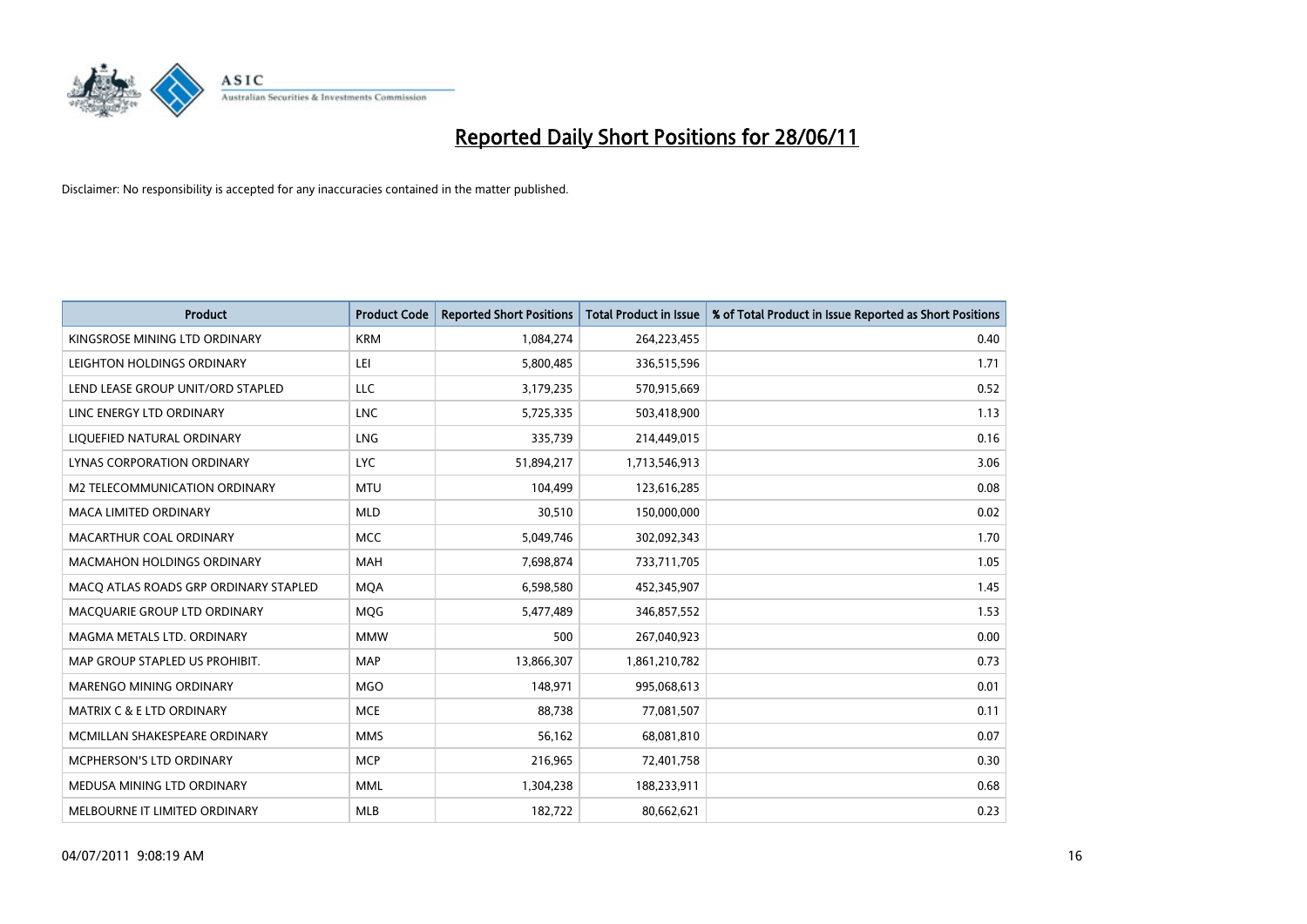# Reported Daily Short Positions for 28/06/11

Disclaimer: No responsibility is accepted for any inaccuracies contained in the matter published.

| Product | Product Code | Reported Short Positions | Total Product in Issue | % of Total Product in Issue Reported as Short Positions |
|---|---|---|---|---|
| KINGSROSE MINING LTD ORDINARY | KRM | 1,084,274 | 264,223,455 | 0.40 |
| LEIGHTON HOLDINGS ORDINARY | LEI | 5,800,485 | 336,515,596 | 1.71 |
| LEND LEASE GROUP UNIT/ORD STAPLED | LLC | 3,179,235 | 570,915,669 | 0.52 |
| LINC ENERGY LTD ORDINARY | LNC | 5,725,335 | 503,418,900 | 1.13 |
| LIQUEFIED NATURAL ORDINARY | LNG | 335,739 | 214,449,015 | 0.16 |
| LYNAS CORPORATION ORDINARY | LYC | 51,894,217 | 1,713,546,913 | 3.06 |
| M2 TELECOMMUNICATION ORDINARY | MTU | 104,499 | 123,616,285 | 0.08 |
| MACA LIMITED ORDINARY | MLD | 30,510 | 150,000,000 | 0.02 |
| MACARTHUR COAL ORDINARY | MCC | 5,049,746 | 302,092,343 | 1.70 |
| MACMAHON HOLDINGS ORDINARY | MAH | 7,698,874 | 733,711,705 | 1.05 |
| MACQ ATLAS ROADS GRP ORDINARY STAPLED | MQA | 6,598,580 | 452,345,907 | 1.45 |
| MACQUARIE GROUP LTD ORDINARY | MQG | 5,477,489 | 346,857,552 | 1.53 |
| MAGMA METALS LTD. ORDINARY | MMW | 500 | 267,040,923 | 0.00 |
| MAP GROUP STAPLED US PROHIBIT. | MAP | 13,866,307 | 1,861,210,782 | 0.73 |
| MARENGO MINING ORDINARY | MGO | 148,971 | 995,068,613 | 0.01 |
| MATRIX C & E LTD ORDINARY | MCE | 88,738 | 77,081,507 | 0.11 |
| MCMILLAN SHAKESPEARE ORDINARY | MMS | 56,162 | 68,081,810 | 0.07 |
| MCPHERSON'S LTD ORDINARY | MCP | 216,965 | 72,401,758 | 0.30 |
| MEDUSA MINING LTD ORDINARY | MML | 1,304,238 | 188,233,911 | 0.68 |
| MELBOURNE IT LIMITED ORDINARY | MLB | 182,722 | 80,662,621 | 0.23 |

04/07/2011 9:08:19 AM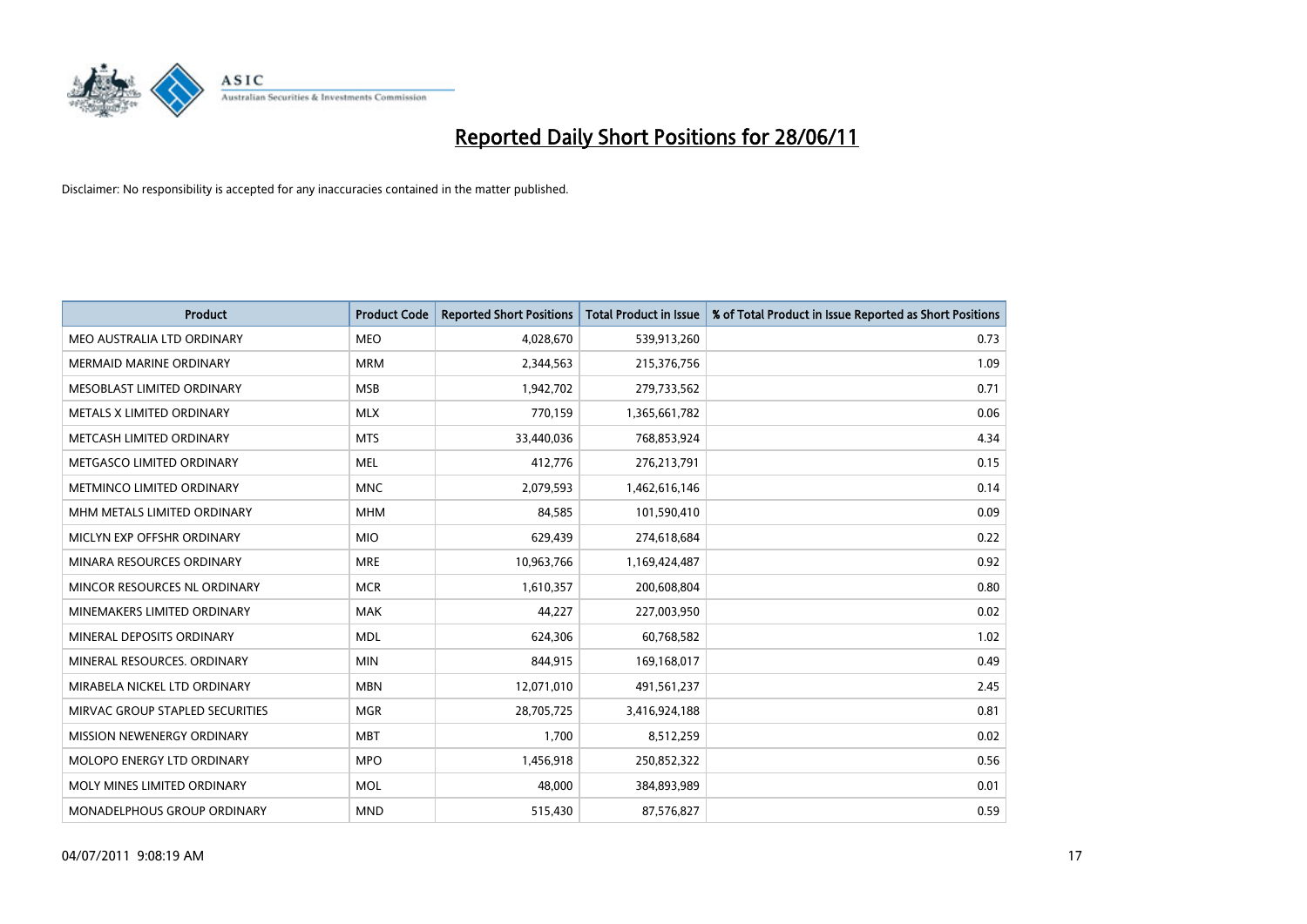# Reported Daily Short Positions for 28/06/11

Disclaimer: No responsibility is accepted for any inaccuracies contained in the matter published.

| Product | Product Code | Reported Short Positions | Total Product in Issue | % of Total Product in Issue Reported as Short Positions |
|---|---|---|---|---|
| MEO AUSTRALIA LTD ORDINARY | MEO | 4,028,670 | 539,913,260 | 0.73 |
| MERMAID MARINE ORDINARY | MRM | 2,344,563 | 215,376,756 | 1.09 |
| MESOBLAST LIMITED ORDINARY | MSB | 1,942,702 | 279,733,562 | 0.71 |
| METALS X LIMITED ORDINARY | MLX | 770,159 | 1,365,661,782 | 0.06 |
| METCASH LIMITED ORDINARY | MTS | 33,440,036 | 768,853,924 | 4.34 |
| METGASCO LIMITED ORDINARY | MEL | 412,776 | 276,213,791 | 0.15 |
| METMINCO LIMITED ORDINARY | MNC | 2,079,593 | 1,462,616,146 | 0.14 |
| MHM METALS LIMITED ORDINARY | MHM | 84,585 | 101,590,410 | 0.09 |
| MICLYN EXP OFFSHR ORDINARY | MIO | 629,439 | 274,618,684 | 0.22 |
| MINARA RESOURCES ORDINARY | MRE | 10,963,766 | 1,169,424,487 | 0.92 |
| MINCOR RESOURCES NL ORDINARY | MCR | 1,610,357 | 200,608,804 | 0.80 |
| MINEMAKERS LIMITED ORDINARY | MAK | 44,227 | 227,003,950 | 0.02 |
| MINERAL DEPOSITS ORDINARY | MDL | 624,306 | 60,768,582 | 1.02 |
| MINERAL RESOURCES. ORDINARY | MIN | 844,915 | 169,168,017 | 0.49 |
| MIRABELA NICKEL LTD ORDINARY | MBN | 12,071,010 | 491,561,237 | 2.45 |
| MIRVAC GROUP STAPLED SECURITIES | MGR | 28,705,725 | 3,416,924,188 | 0.81 |
| MISSION NEWENERGY ORDINARY | MBT | 1,700 | 8,512,259 | 0.02 |
| MOLOPO ENERGY LTD ORDINARY | MPO | 1,456,918 | 250,852,322 | 0.56 |
| MOLY MINES LIMITED ORDINARY | MOL | 48,000 | 384,893,989 | 0.01 |
| MONADELPHOUS GROUP ORDINARY | MND | 515,430 | 87,576,827 | 0.59 |

04/07/2011 9:08:19 AM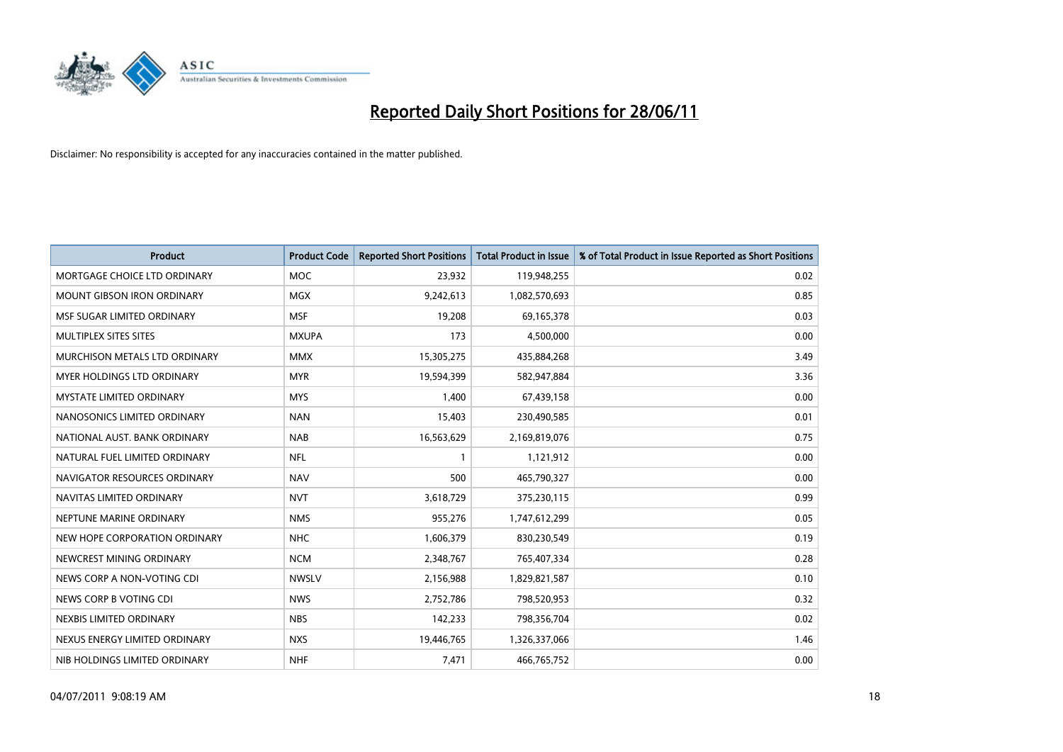# Reported Daily Short Positions for 28/06/11

Disclaimer: No responsibility is accepted for any inaccuracies contained in the matter published.

| Product | Product Code | Reported Short Positions | Total Product in Issue | % of Total Product in Issue Reported as Short Positions |
|---|---|---|---|---|
| MORTGAGE CHOICE LTD ORDINARY | MOC | 23,932 | 119,948,255 | 0.02 |
| MOUNT GIBSON IRON ORDINARY | MGX | 9,242,613 | 1,082,570,693 | 0.85 |
| MSF SUGAR LIMITED ORDINARY | MSF | 19,208 | 69,165,378 | 0.03 |
| MULTIPLEX SITES SITES | MXUPA | 173 | 4,500,000 | 0.00 |
| MURCHISON METALS LTD ORDINARY | MMX | 15,305,275 | 435,884,268 | 3.49 |
| MYER HOLDINGS LTD ORDINARY | MYR | 19,594,399 | 582,947,884 | 3.36 |
| MYSTATE LIMITED ORDINARY | MYS | 1,400 | 67,439,158 | 0.00 |
| NANOSONICS LIMITED ORDINARY | NAN | 15,403 | 230,490,585 | 0.01 |
| NATIONAL AUST. BANK ORDINARY | NAB | 16,563,629 | 2,169,819,076 | 0.75 |
| NATURAL FUEL LIMITED ORDINARY | NFL | 1 | 1,121,912 | 0.00 |
| NAVIGATOR RESOURCES ORDINARY | NAV | 500 | 465,790,327 | 0.00 |
| NAVITAS LIMITED ORDINARY | NVT | 3,618,729 | 375,230,115 | 0.99 |
| NEPTUNE MARINE ORDINARY | NMS | 955,276 | 1,747,612,299 | 0.05 |
| NEW HOPE CORPORATION ORDINARY | NHC | 1,606,379 | 830,230,549 | 0.19 |
| NEWCREST MINING ORDINARY | NCM | 2,348,767 | 765,407,334 | 0.28 |
| NEWS CORP A NON-VOTING CDI | NWSLV | 2,156,988 | 1,829,821,587 | 0.10 |
| NEWS CORP B VOTING CDI | NWS | 2,752,786 | 798,520,953 | 0.32 |
| NEXBIS LIMITED ORDINARY | NBS | 142,233 | 798,356,704 | 0.02 |
| NEXUS ENERGY LIMITED ORDINARY | NXS | 19,446,765 | 1,326,337,066 | 1.46 |
| NIB HOLDINGS LIMITED ORDINARY | NHF | 7,471 | 466,765,752 | 0.00 |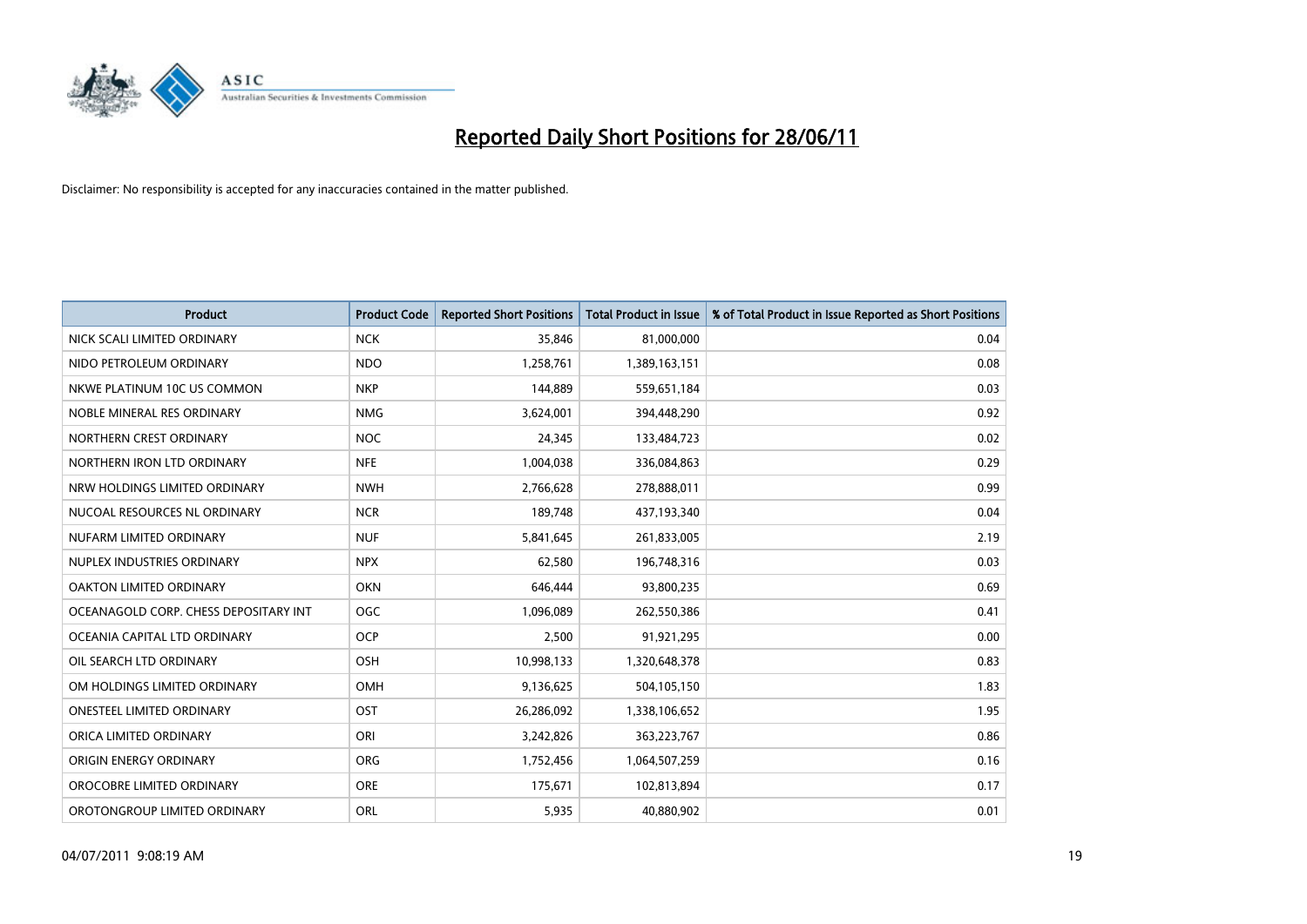# Reported Daily Short Positions for 28/06/11

Disclaimer: No responsibility is accepted for any inaccuracies contained in the matter published.

| Product | Product Code | Reported Short Positions | Total Product in Issue | % of Total Product in Issue Reported as Short Positions |
|---|---|---|---|---|
| NICK SCALI LIMITED ORDINARY | NCK | 35,846 | 81,000,000 | 0.04 |
| NIDO PETROLEUM ORDINARY | NDO | 1,258,761 | 1,389,163,151 | 0.08 |
| NKWE PLATINUM 10C US COMMON | NKP | 144,889 | 559,651,184 | 0.03 |
| NOBLE MINERAL RES ORDINARY | NMG | 3,624,001 | 394,448,290 | 0.92 |
| NORTHERN CREST ORDINARY | NOC | 24,345 | 133,484,723 | 0.02 |
| NORTHERN IRON LTD ORDINARY | NFE | 1,004,038 | 336,084,863 | 0.29 |
| NRW HOLDINGS LIMITED ORDINARY | NWH | 2,766,628 | 278,888,011 | 0.99 |
| NUCOAL RESOURCES NL ORDINARY | NCR | 189,748 | 437,193,340 | 0.04 |
| NUFARM LIMITED ORDINARY | NUF | 5,841,645 | 261,833,005 | 2.19 |
| NUPLEX INDUSTRIES ORDINARY | NPX | 62,580 | 196,748,316 | 0.03 |
| OAKTON LIMITED ORDINARY | OKN | 646,444 | 93,800,235 | 0.69 |
| OCEANAGOLD CORP. CHESS DEPOSITARY INT | OGC | 1,096,089 | 262,550,386 | 0.41 |
| OCEANIA CAPITAL LTD ORDINARY | OCP | 2,500 | 91,921,295 | 0.00 |
| OIL SEARCH LTD ORDINARY | OSH | 10,998,133 | 1,320,648,378 | 0.83 |
| OM HOLDINGS LIMITED ORDINARY | OMH | 9,136,625 | 504,105,150 | 1.83 |
| ONESTEEL LIMITED ORDINARY | OST | 26,286,092 | 1,338,106,652 | 1.95 |
| ORICA LIMITED ORDINARY | ORI | 3,242,826 | 363,223,767 | 0.86 |
| ORIGIN ENERGY ORDINARY | ORG | 1,752,456 | 1,064,507,259 | 0.16 |
| OROCOBRE LIMITED ORDINARY | ORE | 175,671 | 102,813,894 | 0.17 |
| OROTONGROUP LIMITED ORDINARY | ORL | 5,935 | 40,880,902 | 0.01 |

04/07/2011 9:08:19 AM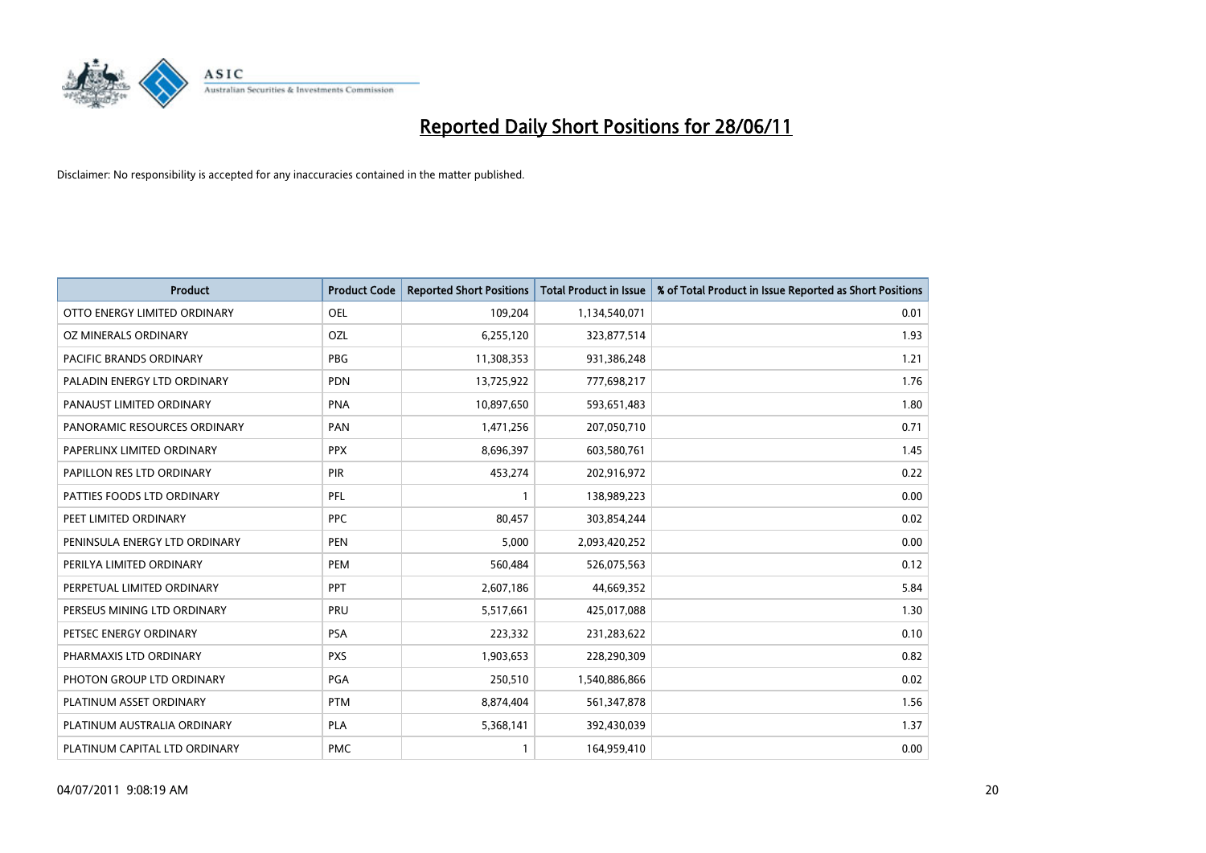# Reported Daily Short Positions for 28/06/11

Disclaimer: No responsibility is accepted for any inaccuracies contained in the matter published.

| Product | Product Code | Reported Short Positions | Total Product in Issue | % of Total Product in Issue Reported as Short Positions |
|---|---|---|---|---|
| OTTO ENERGY LIMITED ORDINARY | OEL | 109,204 | 1,134,540,071 | 0.01 |
| OZ MINERALS ORDINARY | OZL | 6,255,120 | 323,877,514 | 1.93 |
| PACIFIC BRANDS ORDINARY | PBG | 11,308,353 | 931,386,248 | 1.21 |
| PALADIN ENERGY LTD ORDINARY | PDN | 13,725,922 | 777,698,217 | 1.76 |
| PANAUST LIMITED ORDINARY | PNA | 10,897,650 | 593,651,483 | 1.80 |
| PANORAMIC RESOURCES ORDINARY | PAN | 1,471,256 | 207,050,710 | 0.71 |
| PAPERLINX LIMITED ORDINARY | PPX | 8,696,397 | 603,580,761 | 1.45 |
| PAPILLON RES LTD ORDINARY | PIR | 453,274 | 202,916,972 | 0.22 |
| PATTIES FOODS LTD ORDINARY | PFL | 1 | 138,989,223 | 0.00 |
| PEET LIMITED ORDINARY | PPC | 80,457 | 303,854,244 | 0.02 |
| PENINSULA ENERGY LTD ORDINARY | PEN | 5,000 | 2,093,420,252 | 0.00 |
| PERILYA LIMITED ORDINARY | PEM | 560,484 | 526,075,563 | 0.12 |
| PERPETUAL LIMITED ORDINARY | PPT | 2,607,186 | 44,669,352 | 5.84 |
| PERSEUS MINING LTD ORDINARY | PRU | 5,517,661 | 425,017,088 | 1.30 |
| PETSEC ENERGY ORDINARY | PSA | 223,332 | 231,283,622 | 0.10 |
| PHARMAXIS LTD ORDINARY | PXS | 1,903,653 | 228,290,309 | 0.82 |
| PHOTON GROUP LTD ORDINARY | PGA | 250,510 | 1,540,886,866 | 0.02 |
| PLATINUM ASSET ORDINARY | PTM | 8,874,404 | 561,347,878 | 1.56 |
| PLATINUM AUSTRALIA ORDINARY | PLA | 5,368,141 | 392,430,039 | 1.37 |
| PLATINUM CAPITAL LTD ORDINARY | PMC | 1 | 164,959,410 | 0.00 |

04/07/2011 9:08:19 AM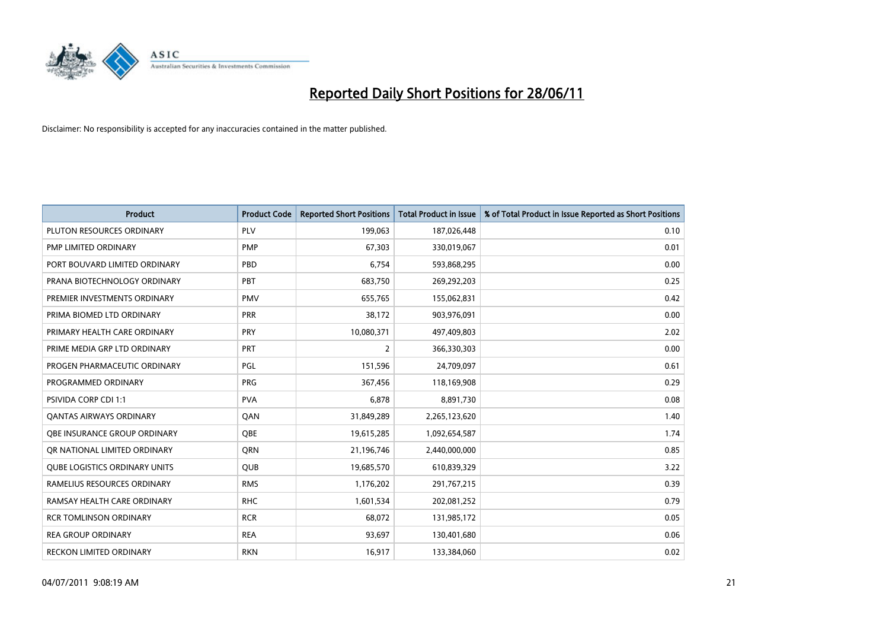# Reported Daily Short Positions for 28/06/11

Disclaimer: No responsibility is accepted for any inaccuracies contained in the matter published.

| Product | Product Code | Reported Short Positions | Total Product in Issue | % of Total Product in Issue Reported as Short Positions |
|---|---|---|---|---|
| PLUTON RESOURCES ORDINARY | PLV | 199,063 | 187,026,448 | 0.10 |
| PMP LIMITED ORDINARY | PMP | 67,303 | 330,019,067 | 0.01 |
| PORT BOUVARD LIMITED ORDINARY | PBD | 6,754 | 593,868,295 | 0.00 |
| PRANA BIOTECHNOLOGY ORDINARY | PBT | 683,750 | 269,292,203 | 0.25 |
| PREMIER INVESTMENTS ORDINARY | PMV | 655,765 | 155,062,831 | 0.42 |
| PRIMA BIOMED LTD ORDINARY | PRR | 38,172 | 903,976,091 | 0.00 |
| PRIMARY HEALTH CARE ORDINARY | PRY | 10,080,371 | 497,409,803 | 2.02 |
| PRIME MEDIA GRP LTD ORDINARY | PRT | 2 | 366,330,303 | 0.00 |
| PROGEN PHARMACEUTIC ORDINARY | PGL | 151,596 | 24,709,097 | 0.61 |
| PROGRAMMED ORDINARY | PRG | 367,456 | 118,169,908 | 0.29 |
| PSIVIDA CORP CDI 1:1 | PVA | 6,878 | 8,891,730 | 0.08 |
| QANTAS AIRWAYS ORDINARY | QAN | 31,849,289 | 2,265,123,620 | 1.40 |
| QBE INSURANCE GROUP ORDINARY | QBE | 19,615,285 | 1,092,654,587 | 1.74 |
| QR NATIONAL LIMITED ORDINARY | QRN | 21,196,746 | 2,440,000,000 | 0.85 |
| QUBE LOGISTICS ORDINARY UNITS | QUB | 19,685,570 | 610,839,329 | 3.22 |
| RAMELIUS RESOURCES ORDINARY | RMS | 1,176,202 | 291,767,215 | 0.39 |
| RAMSAY HEALTH CARE ORDINARY | RHC | 1,601,534 | 202,081,252 | 0.79 |
| RCR TOMLINSON ORDINARY | RCR | 68,072 | 131,985,172 | 0.05 |
| REA GROUP ORDINARY | REA | 93,697 | 130,401,680 | 0.06 |
| RECKON LIMITED ORDINARY | RKN | 16,917 | 133,384,060 | 0.02 |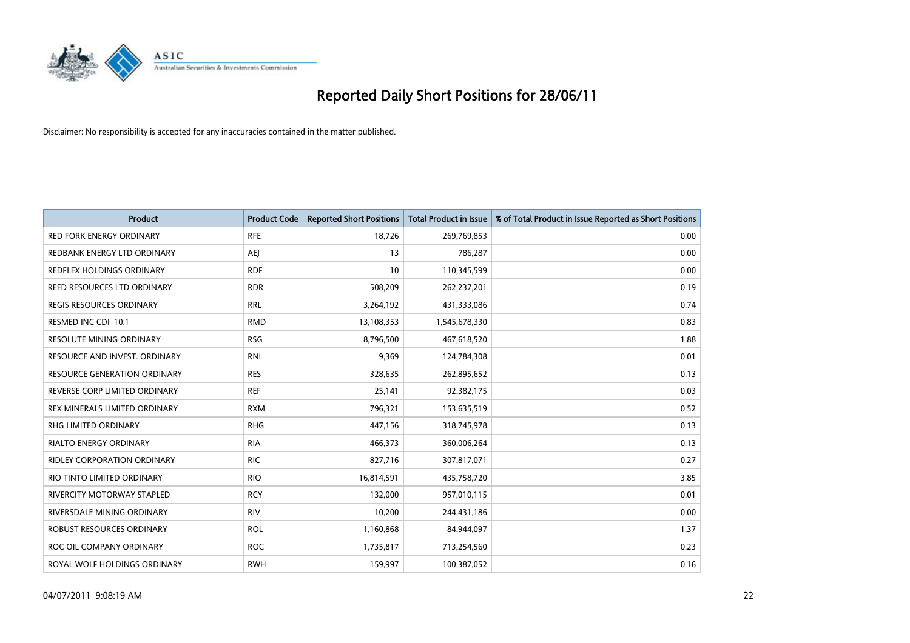# Reported Daily Short Positions for 28/06/11

Disclaimer: No responsibility is accepted for any inaccuracies contained in the matter published.

| Product | Product Code | Reported Short Positions | Total Product in Issue | % of Total Product in Issue Reported as Short Positions |
|---|---|---|---|---|
| RED FORK ENERGY ORDINARY | RFE | 18,726 | 269,769,853 | 0.00 |
| REDBANK ENERGY LTD ORDINARY | AEJ | 13 | 786,287 | 0.00 |
| REDFLEX HOLDINGS ORDINARY | RDF | 10 | 110,345,599 | 0.00 |
| REED RESOURCES LTD ORDINARY | RDR | 508,209 | 262,237,201 | 0.19 |
| REGIS RESOURCES ORDINARY | RRL | 3,264,192 | 431,333,086 | 0.74 |
| RESMED INC CDI 10:1 | RMD | 13,108,353 | 1,545,678,330 | 0.83 |
| RESOLUTE MINING ORDINARY | RSG | 8,796,500 | 467,618,520 | 1.88 |
| RESOURCE AND INVEST. ORDINARY | RNI | 9,369 | 124,784,308 | 0.01 |
| RESOURCE GENERATION ORDINARY | RES | 328,635 | 262,895,652 | 0.13 |
| REVERSE CORP LIMITED ORDINARY | REF | 25,141 | 92,382,175 | 0.03 |
| REX MINERALS LIMITED ORDINARY | RXM | 796,321 | 153,635,519 | 0.52 |
| RHG LIMITED ORDINARY | RHG | 447,156 | 318,745,978 | 0.13 |
| RIALTO ENERGY ORDINARY | RIA | 466,373 | 360,006,264 | 0.13 |
| RIDLEY CORPORATION ORDINARY | RIC | 827,716 | 307,817,071 | 0.27 |
| RIO TINTO LIMITED ORDINARY | RIO | 16,814,591 | 435,758,720 | 3.85 |
| RIVERCITY MOTORWAY STAPLED | RCY | 132,000 | 957,010,115 | 0.01 |
| RIVERSDALE MINING ORDINARY | RIV | 10,200 | 244,431,186 | 0.00 |
| ROBUST RESOURCES ORDINARY | ROL | 1,160,868 | 84,944,097 | 1.37 |
| ROC OIL COMPANY ORDINARY | ROC | 1,735,817 | 713,254,560 | 0.23 |
| ROYAL WOLF HOLDINGS ORDINARY | RWH | 159,997 | 100,387,052 | 0.16 |

04/07/2011 9:08:19 AM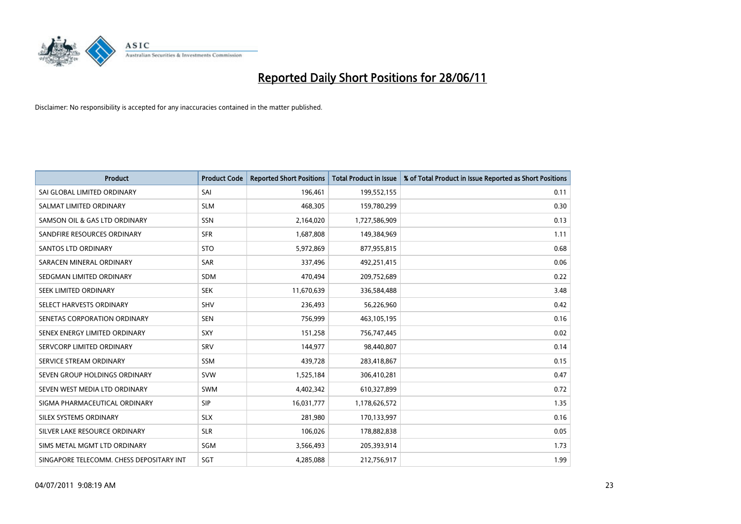# Reported Daily Short Positions for 28/06/11

Disclaimer: No responsibility is accepted for any inaccuracies contained in the matter published.

| Product | Product Code | Reported Short Positions | Total Product in Issue | % of Total Product in Issue Reported as Short Positions |
|---|---|---|---|---|
| SAI GLOBAL LIMITED ORDINARY | SAI | 196,461 | 199,552,155 | 0.11 |
| SALMAT LIMITED ORDINARY | SLM | 468,305 | 159,780,299 | 0.30 |
| SAMSON OIL & GAS LTD ORDINARY | SSN | 2,164,020 | 1,727,586,909 | 0.13 |
| SANDFIRE RESOURCES ORDINARY | SFR | 1,687,808 | 149,384,969 | 1.11 |
| SANTOS LTD ORDINARY | STO | 5,972,869 | 877,955,815 | 0.68 |
| SARACEN MINERAL ORDINARY | SAR | 337,496 | 492,251,415 | 0.06 |
| SEDGMAN LIMITED ORDINARY | SDM | 470,494 | 209,752,689 | 0.22 |
| SEEK LIMITED ORDINARY | SEK | 11,670,639 | 336,584,488 | 3.48 |
| SELECT HARVESTS ORDINARY | SHV | 236,493 | 56,226,960 | 0.42 |
| SENETAS CORPORATION ORDINARY | SEN | 756,999 | 463,105,195 | 0.16 |
| SENEX ENERGY LIMITED ORDINARY | SXY | 151,258 | 756,747,445 | 0.02 |
| SERVCORP LIMITED ORDINARY | SRV | 144,977 | 98,440,807 | 0.14 |
| SERVICE STREAM ORDINARY | SSM | 439,728 | 283,418,867 | 0.15 |
| SEVEN GROUP HOLDINGS ORDINARY | SVW | 1,525,184 | 306,410,281 | 0.47 |
| SEVEN WEST MEDIA LTD ORDINARY | SWM | 4,402,342 | 610,327,899 | 0.72 |
| SIGMA PHARMACEUTICAL ORDINARY | SIP | 16,031,777 | 1,178,626,572 | 1.35 |
| SILEX SYSTEMS ORDINARY | SLX | 281,980 | 170,133,997 | 0.16 |
| SILVER LAKE RESOURCE ORDINARY | SLR | 106,026 | 178,882,838 | 0.05 |
| SIMS METAL MGMT LTD ORDINARY | SGM | 3,566,493 | 205,393,914 | 1.73 |
| SINGAPORE TELECOMM. CHESS DEPOSITARY INT | SGT | 4,285,088 | 212,756,917 | 1.99 |

04/07/2011 9:08:19 AM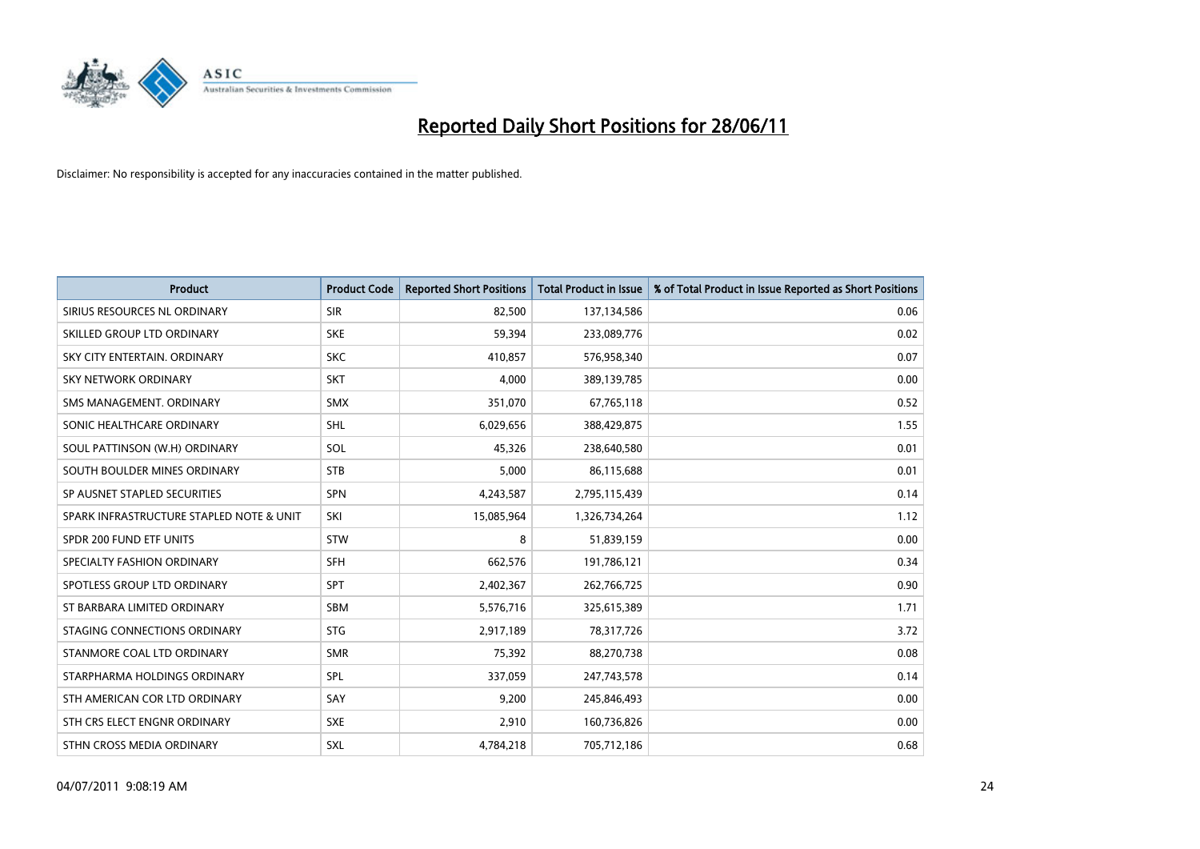# Reported Daily Short Positions for 28/06/11

Disclaimer: No responsibility is accepted for any inaccuracies contained in the matter published.

| Product | Product Code | Reported Short Positions | Total Product in Issue | % of Total Product in Issue Reported as Short Positions |
|---|---|---|---|---|
| SIRIUS RESOURCES NL ORDINARY | SIR | 82,500 | 137,134,586 | 0.06 |
| SKILLED GROUP LTD ORDINARY | SKE | 59,394 | 233,089,776 | 0.02 |
| SKY CITY ENTERTAIN. ORDINARY | SKC | 410,857 | 576,958,340 | 0.07 |
| SKY NETWORK ORDINARY | SKT | 4,000 | 389,139,785 | 0.00 |
| SMS MANAGEMENT. ORDINARY | SMX | 351,070 | 67,765,118 | 0.52 |
| SONIC HEALTHCARE ORDINARY | SHL | 6,029,656 | 388,429,875 | 1.55 |
| SOUL PATTINSON (W.H) ORDINARY | SOL | 45,326 | 238,640,580 | 0.01 |
| SOUTH BOULDER MINES ORDINARY | STB | 5,000 | 86,115,688 | 0.01 |
| SP AUSNET STAPLED SECURITIES | SPN | 4,243,587 | 2,795,115,439 | 0.14 |
| SPARK INFRASTRUCTURE STAPLED NOTE & UNIT | SKI | 15,085,964 | 1,326,734,264 | 1.12 |
| SPDR 200 FUND ETF UNITS | STW | 8 | 51,839,159 | 0.00 |
| SPECIALTY FASHION ORDINARY | SFH | 662,576 | 191,786,121 | 0.34 |
| SPOTLESS GROUP LTD ORDINARY | SPT | 2,402,367 | 262,766,725 | 0.90 |
| ST BARBARA LIMITED ORDINARY | SBM | 5,576,716 | 325,615,389 | 1.71 |
| STAGING CONNECTIONS ORDINARY | STG | 2,917,189 | 78,317,726 | 3.72 |
| STANMORE COAL LTD ORDINARY | SMR | 75,392 | 88,270,738 | 0.08 |
| STARPHARMA HOLDINGS ORDINARY | SPL | 337,059 | 247,743,578 | 0.14 |
| STH AMERICAN COR LTD ORDINARY | SAY | 9,200 | 245,846,493 | 0.00 |
| STH CRS ELECT ENGNR ORDINARY | SXE | 2,910 | 160,736,826 | 0.00 |
| STHN CROSS MEDIA ORDINARY | SXL | 4,784,218 | 705,712,186 | 0.68 |

04/07/2011 9:08:19 AM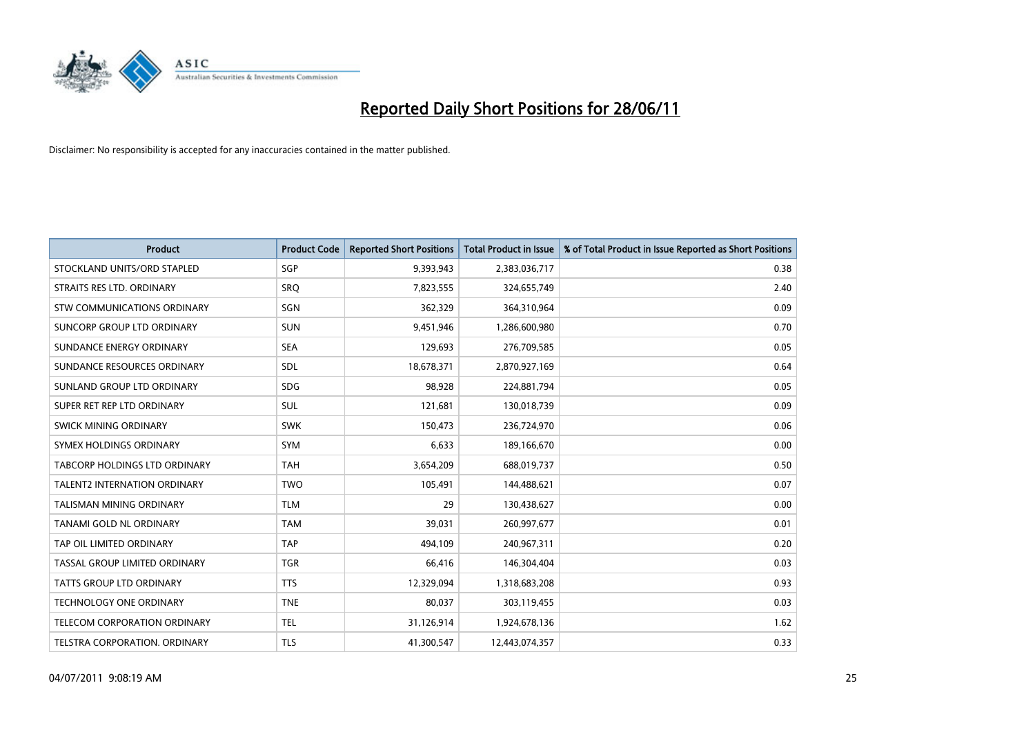# Reported Daily Short Positions for 28/06/11

Disclaimer: No responsibility is accepted for any inaccuracies contained in the matter published.

| Product | Product Code | Reported Short Positions | Total Product in Issue | % of Total Product in Issue Reported as Short Positions |
|---|---|---|---|---|
| STOCKLAND UNITS/ORD STAPLED | SGP | 9,393,943 | 2,383,036,717 | 0.38 |
| STRAITS RES LTD. ORDINARY | SRQ | 7,823,555 | 324,655,749 | 2.40 |
| STW COMMUNICATIONS ORDINARY | SGN | 362,329 | 364,310,964 | 0.09 |
| SUNCORP GROUP LTD ORDINARY | SUN | 9,451,946 | 1,286,600,980 | 0.70 |
| SUNDANCE ENERGY ORDINARY | SEA | 129,693 | 276,709,585 | 0.05 |
| SUNDANCE RESOURCES ORDINARY | SDL | 18,678,371 | 2,870,927,169 | 0.64 |
| SUNLAND GROUP LTD ORDINARY | SDG | 98,928 | 224,881,794 | 0.05 |
| SUPER RET REP LTD ORDINARY | SUL | 121,681 | 130,018,739 | 0.09 |
| SWICK MINING ORDINARY | SWK | 150,473 | 236,724,970 | 0.06 |
| SYMEX HOLDINGS ORDINARY | SYM | 6,633 | 189,166,670 | 0.00 |
| TABCORP HOLDINGS LTD ORDINARY | TAH | 3,654,209 | 688,019,737 | 0.50 |
| TALENT2 INTERNATION ORDINARY | TWO | 105,491 | 144,488,621 | 0.07 |
| TALISMAN MINING ORDINARY | TLM | 29 | 130,438,627 | 0.00 |
| TANAMI GOLD NL ORDINARY | TAM | 39,031 | 260,997,677 | 0.01 |
| TAP OIL LIMITED ORDINARY | TAP | 494,109 | 240,967,311 | 0.20 |
| TASSAL GROUP LIMITED ORDINARY | TGR | 66,416 | 146,304,404 | 0.03 |
| TATTS GROUP LTD ORDINARY | TTS | 12,329,094 | 1,318,683,208 | 0.93 |
| TECHNOLOGY ONE ORDINARY | TNE | 80,037 | 303,119,455 | 0.03 |
| TELECOM CORPORATION ORDINARY | TEL | 31,126,914 | 1,924,678,136 | 1.62 |
| TELSTRA CORPORATION. ORDINARY | TLS | 41,300,547 | 12,443,074,357 | 0.33 |

04/07/2011 9:08:19 AM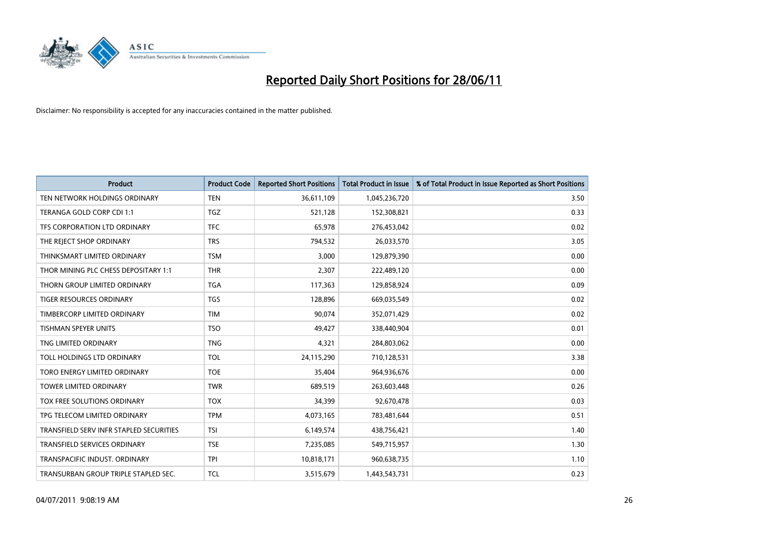# Reported Daily Short Positions for 28/06/11

Disclaimer: No responsibility is accepted for any inaccuracies contained in the matter published.

| Product | Product Code | Reported Short Positions | Total Product in Issue | % of Total Product in Issue Reported as Short Positions |
|---|---|---|---|---|
| TEN NETWORK HOLDINGS ORDINARY | TEN | 36,611,109 | 1,045,236,720 | 3.50 |
| TERANGA GOLD CORP CDI 1:1 | TGZ | 521,128 | 152,308,821 | 0.33 |
| TFS CORPORATION LTD ORDINARY | TFC | 65,978 | 276,453,042 | 0.02 |
| THE REJECT SHOP ORDINARY | TRS | 794,532 | 26,033,570 | 3.05 |
| THINKSMART LIMITED ORDINARY | TSM | 3,000 | 129,879,390 | 0.00 |
| THOR MINING PLC CHESS DEPOSITARY 1:1 | THR | 2,307 | 222,489,120 | 0.00 |
| THORN GROUP LIMITED ORDINARY | TGA | 117,363 | 129,858,924 | 0.09 |
| TIGER RESOURCES ORDINARY | TGS | 128,896 | 669,035,549 | 0.02 |
| TIMBERCORP LIMITED ORDINARY | TIM | 90,074 | 352,071,429 | 0.02 |
| TISHMAN SPEYER UNITS | TSO | 49,427 | 338,440,904 | 0.01 |
| TNG LIMITED ORDINARY | TNG | 4,321 | 284,803,062 | 0.00 |
| TOLL HOLDINGS LTD ORDINARY | TOL | 24,115,290 | 710,128,531 | 3.38 |
| TORO ENERGY LIMITED ORDINARY | TOE | 35,404 | 964,936,676 | 0.00 |
| TOWER LIMITED ORDINARY | TWR | 689,519 | 263,603,448 | 0.26 |
| TOX FREE SOLUTIONS ORDINARY | TOX | 34,399 | 92,670,478 | 0.03 |
| TPG TELECOM LIMITED ORDINARY | TPM | 4,073,165 | 783,481,644 | 0.51 |
| TRANSFIELD SERV INFR STAPLED SECURITIES | TSI | 6,149,574 | 438,756,421 | 1.40 |
| TRANSFIELD SERVICES ORDINARY | TSE | 7,235,085 | 549,715,957 | 1.30 |
| TRANSPACIFIC INDUST. ORDINARY | TPI | 10,818,171 | 960,638,735 | 1.10 |
| TRANSURBAN GROUP TRIPLE STAPLED SEC. | TCL | 3,515,679 | 1,443,543,731 | 0.23 |

04/07/2011 9:08:19 AM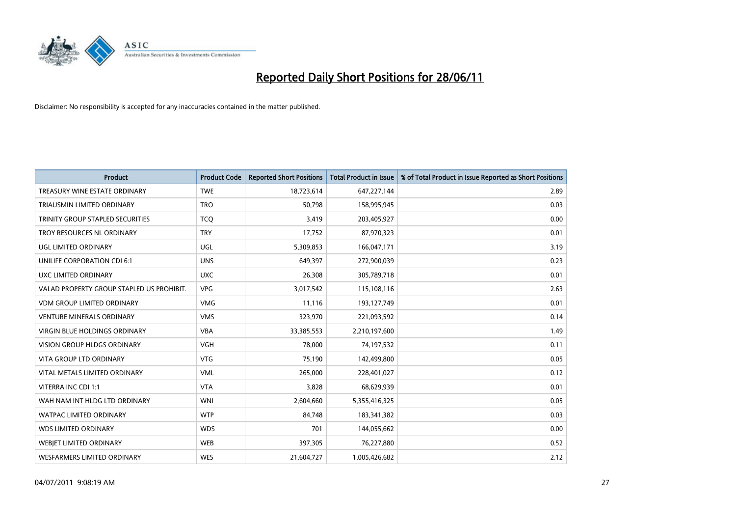# Reported Daily Short Positions for 28/06/11

Disclaimer: No responsibility is accepted for any inaccuracies contained in the matter published.

| Product | Product Code | Reported Short Positions | Total Product in Issue | % of Total Product in Issue Reported as Short Positions |
|---|---|---|---|---|
| TREASURY WINE ESTATE ORDINARY | TWE | 18,723,614 | 647,227,144 | 2.89 |
| TRIAUSMIN LIMITED ORDINARY | TRO | 50,798 | 158,995,945 | 0.03 |
| TRINITY GROUP STAPLED SECURITIES | TCQ | 3,419 | 203,405,927 | 0.00 |
| TROY RESOURCES NL ORDINARY | TRY | 17,752 | 87,970,323 | 0.01 |
| UGL LIMITED ORDINARY | UGL | 5,309,853 | 166,047,171 | 3.19 |
| UNILIFE CORPORATION CDI 6:1 | UNS | 649,397 | 272,900,039 | 0.23 |
| UXC LIMITED ORDINARY | UXC | 26,308 | 305,789,718 | 0.01 |
| VALAD PROPERTY GROUP STAPLED US PROHIBIT. | VPG | 3,017,542 | 115,108,116 | 2.63 |
| VDM GROUP LIMITED ORDINARY | VMG | 11,116 | 193,127,749 | 0.01 |
| VENTURE MINERALS ORDINARY | VMS | 323,970 | 221,093,592 | 0.14 |
| VIRGIN BLUE HOLDINGS ORDINARY | VBA | 33,385,553 | 2,210,197,600 | 1.49 |
| VISION GROUP HLDGS ORDINARY | VGH | 78,000 | 74,197,532 | 0.11 |
| VITA GROUP LTD ORDINARY | VTG | 75,190 | 142,499,800 | 0.05 |
| VITAL METALS LIMITED ORDINARY | VML | 265,000 | 228,401,027 | 0.12 |
| VITERRA INC CDI 1:1 | VTA | 3,828 | 68,629,939 | 0.01 |
| WAH NAM INT HLDG LTD ORDINARY | WNI | 2,604,660 | 5,355,416,325 | 0.05 |
| WATPAC LIMITED ORDINARY | WTP | 84,748 | 183,341,382 | 0.03 |
| WDS LIMITED ORDINARY | WDS | 701 | 144,055,662 | 0.00 |
| WEBJET LIMITED ORDINARY | WEB | 397,305 | 76,227,880 | 0.52 |
| WESFARMERS LIMITED ORDINARY | WES | 21,604,727 | 1,005,426,682 | 2.12 |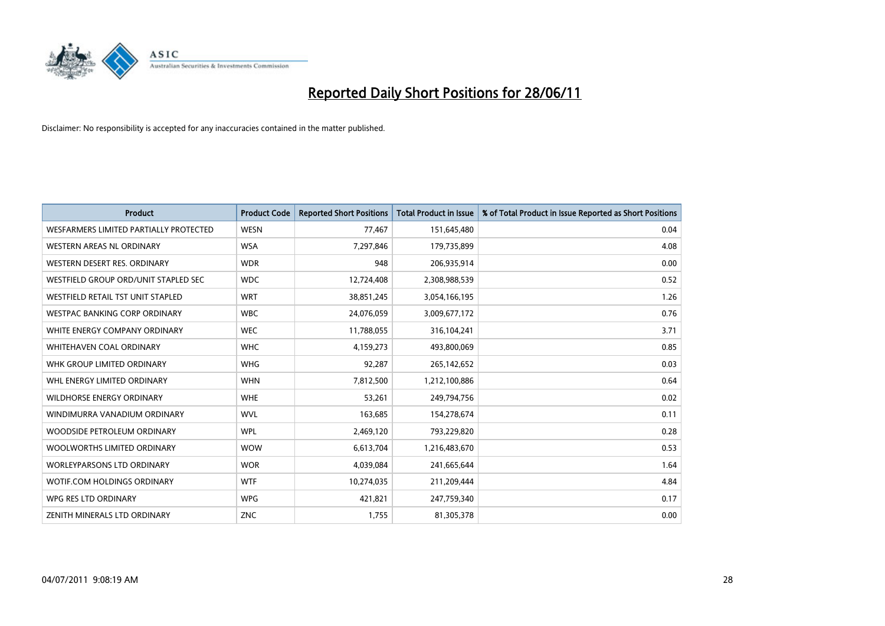# Reported Daily Short Positions for 28/06/11

Disclaimer: No responsibility is accepted for any inaccuracies contained in the matter published.

| Product | Product Code | Reported Short Positions | Total Product in Issue | % of Total Product in Issue Reported as Short Positions |
|---|---|---|---|---|
| WESFARMERS LIMITED PARTIALLY PROTECTED | WESN | 77,467 | 151,645,480 | 0.04 |
| WESTERN AREAS NL ORDINARY | WSA | 7,297,846 | 179,735,899 | 4.08 |
| WESTERN DESERT RES. ORDINARY | WDR | 948 | 206,935,914 | 0.00 |
| WESTFIELD GROUP ORD/UNIT STAPLED SEC | WDC | 12,724,408 | 2,308,988,539 | 0.52 |
| WESTFIELD RETAIL TST UNIT STAPLED | WRT | 38,851,245 | 3,054,166,195 | 1.26 |
| WESTPAC BANKING CORP ORDINARY | WBC | 24,076,059 | 3,009,677,172 | 0.76 |
| WHITE ENERGY COMPANY ORDINARY | WEC | 11,788,055 | 316,104,241 | 3.71 |
| WHITEHAVEN COAL ORDINARY | WHC | 4,159,273 | 493,800,069 | 0.85 |
| WHK GROUP LIMITED ORDINARY | WHG | 92,287 | 265,142,652 | 0.03 |
| WHL ENERGY LIMITED ORDINARY | WHN | 7,812,500 | 1,212,100,886 | 0.64 |
| WILDHORSE ENERGY ORDINARY | WHE | 53,261 | 249,794,756 | 0.02 |
| WINDIMURRA VANADIUM ORDINARY | WVL | 163,685 | 154,278,674 | 0.11 |
| WOODSIDE PETROLEUM ORDINARY | WPL | 2,469,120 | 793,229,820 | 0.28 |
| WOOLWORTHS LIMITED ORDINARY | WOW | 6,613,704 | 1,216,483,670 | 0.53 |
| WORLEYPARSONS LTD ORDINARY | WOR | 4,039,084 | 241,665,644 | 1.64 |
| WOTIF.COM HOLDINGS ORDINARY | WTF | 10,274,035 | 211,209,444 | 4.84 |
| WPG RES LTD ORDINARY | WPG | 421,821 | 247,759,340 | 0.17 |
| ZENITH MINERALS LTD ORDINARY | ZNC | 1,755 | 81,305,378 | 0.00 |

04/07/2011 9:08:19 AM